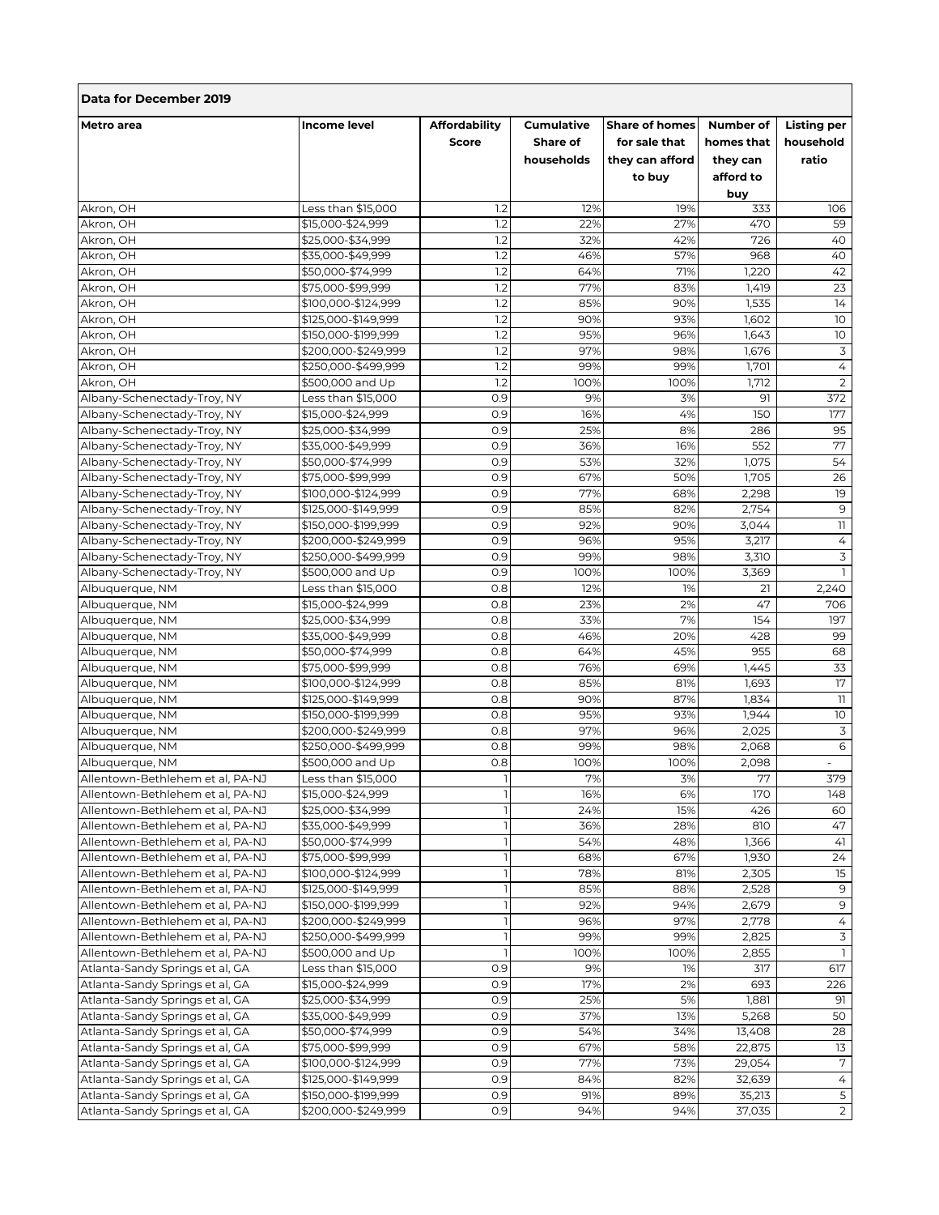**Data for December 2019**

| Metro area | Income level | Affordability Score | Cumulative Share of households | Share of homes for sale that they can afford to buy | Number of homes that they can afford to buy | Listing per household ratio |
|---|---|---|---|---|---|---|
| Akron, OH | Less than $15,000 | 1.2 | 12% | 19% | 333 | 106 |
| Akron, OH | $15,000-$24,999 | 1.2 | 22% | 27% | 470 | 59 |
| Akron, OH | $25,000-$34,999 | 1.2 | 32% | 42% | 726 | 40 |
| Akron, OH | $35,000-$49,999 | 1.2 | 46% | 57% | 968 | 40 |
| Akron, OH | $50,000-$74,999 | 1.2 | 64% | 71% | 1,220 | 42 |
| Akron, OH | $75,000-$99,999 | 1.2 | 77% | 83% | 1,419 | 23 |
| Akron, OH | $100,000-$124,999 | 1.2 | 85% | 90% | 1,535 | 14 |
| Akron, OH | $125,000-$149,999 | 1.2 | 90% | 93% | 1,602 | 10 |
| Akron, OH | $150,000-$199,999 | 1.2 | 95% | 96% | 1,643 | 10 |
| Akron, OH | $200,000-$249,999 | 1.2 | 97% | 98% | 1,676 | 3 |
| Akron, OH | $250,000-$499,999 | 1.2 | 99% | 99% | 1,701 | 4 |
| Akron, OH | $500,000 and Up | 1.2 | 100% | 100% | 1,712 | 2 |
| Albany-Schenectady-Troy, NY | Less than $15,000 | 0.9 | 9% | 3% | 91 | 372 |
| Albany-Schenectady-Troy, NY | $15,000-$24,999 | 0.9 | 16% | 4% | 150 | 177 |
| Albany-Schenectady-Troy, NY | $25,000-$34,999 | 0.9 | 25% | 8% | 286 | 95 |
| Albany-Schenectady-Troy, NY | $35,000-$49,999 | 0.9 | 36% | 16% | 552 | 77 |
| Albany-Schenectady-Troy, NY | $50,000-$74,999 | 0.9 | 53% | 32% | 1,075 | 54 |
| Albany-Schenectady-Troy, NY | $75,000-$99,999 | 0.9 | 67% | 50% | 1,705 | 26 |
| Albany-Schenectady-Troy, NY | $100,000-$124,999 | 0.9 | 77% | 68% | 2,298 | 19 |
| Albany-Schenectady-Troy, NY | $125,000-$149,999 | 0.9 | 85% | 82% | 2,754 | 9 |
| Albany-Schenectady-Troy, NY | $150,000-$199,999 | 0.9 | 92% | 90% | 3,044 | 11 |
| Albany-Schenectady-Troy, NY | $200,000-$249,999 | 0.9 | 96% | 95% | 3,217 | 4 |
| Albany-Schenectady-Troy, NY | $250,000-$499,999 | 0.9 | 99% | 98% | 3,310 | 3 |
| Albany-Schenectady-Troy, NY | $500,000 and Up | 0.9 | 100% | 100% | 3,369 | 1 |
| Albuquerque, NM | Less than $15,000 | 0.8 | 12% | 1% | 21 | 2,240 |
| Albuquerque, NM | $15,000-$24,999 | 0.8 | 23% | 2% | 47 | 706 |
| Albuquerque, NM | $25,000-$34,999 | 0.8 | 33% | 7% | 154 | 197 |
| Albuquerque, NM | $35,000-$49,999 | 0.8 | 46% | 20% | 428 | 99 |
| Albuquerque, NM | $50,000-$74,999 | 0.8 | 64% | 45% | 955 | 68 |
| Albuquerque, NM | $75,000-$99,999 | 0.8 | 76% | 69% | 1,445 | 33 |
| Albuquerque, NM | $100,000-$124,999 | 0.8 | 85% | 81% | 1,693 | 17 |
| Albuquerque, NM | $125,000-$149,999 | 0.8 | 90% | 87% | 1,834 | 11 |
| Albuquerque, NM | $150,000-$199,999 | 0.8 | 95% | 93% | 1,944 | 10 |
| Albuquerque, NM | $200,000-$249,999 | 0.8 | 97% | 96% | 2,025 | 3 |
| Albuquerque, NM | $250,000-$499,999 | 0.8 | 99% | 98% | 2,068 | 6 |
| Albuquerque, NM | $500,000 and Up | 0.8 | 100% | 100% | 2,098 | - |
| Allentown-Bethlehem et al, PA-NJ | Less than $15,000 | 1 | 7% | 3% | 77 | 379 |
| Allentown-Bethlehem et al, PA-NJ | $15,000-$24,999 | 1 | 16% | 6% | 170 | 148 |
| Allentown-Bethlehem et al, PA-NJ | $25,000-$34,999 | 1 | 24% | 15% | 426 | 60 |
| Allentown-Bethlehem et al, PA-NJ | $35,000-$49,999 | 1 | 36% | 28% | 810 | 47 |
| Allentown-Bethlehem et al, PA-NJ | $50,000-$74,999 | 1 | 54% | 48% | 1,366 | 41 |
| Allentown-Bethlehem et al, PA-NJ | $75,000-$99,999 | 1 | 68% | 67% | 1,930 | 24 |
| Allentown-Bethlehem et al, PA-NJ | $100,000-$124,999 | 1 | 78% | 81% | 2,305 | 15 |
| Allentown-Bethlehem et al, PA-NJ | $125,000-$149,999 | 1 | 85% | 88% | 2,528 | 9 |
| Allentown-Bethlehem et al, PA-NJ | $150,000-$199,999 | 1 | 92% | 94% | 2,679 | 9 |
| Allentown-Bethlehem et al, PA-NJ | $200,000-$249,999 | 1 | 96% | 97% | 2,778 | 4 |
| Allentown-Bethlehem et al, PA-NJ | $250,000-$499,999 | 1 | 99% | 99% | 2,825 | 3 |
| Allentown-Bethlehem et al, PA-NJ | $500,000 and Up | 1 | 100% | 100% | 2,855 | 1 |
| Atlanta-Sandy Springs et al, GA | Less than $15,000 | 0.9 | 9% | 1% | 317 | 617 |
| Atlanta-Sandy Springs et al, GA | $15,000-$24,999 | 0.9 | 17% | 2% | 693 | 226 |
| Atlanta-Sandy Springs et al, GA | $25,000-$34,999 | 0.9 | 25% | 5% | 1,881 | 91 |
| Atlanta-Sandy Springs et al, GA | $35,000-$49,999 | 0.9 | 37% | 13% | 5,268 | 50 |
| Atlanta-Sandy Springs et al, GA | $50,000-$74,999 | 0.9 | 54% | 34% | 13,408 | 28 |
| Atlanta-Sandy Springs et al, GA | $75,000-$99,999 | 0.9 | 67% | 58% | 22,875 | 13 |
| Atlanta-Sandy Springs et al, GA | $100,000-$124,999 | 0.9 | 77% | 73% | 29,054 | 7 |
| Atlanta-Sandy Springs et al, GA | $125,000-$149,999 | 0.9 | 84% | 82% | 32,639 | 4 |
| Atlanta-Sandy Springs et al, GA | $150,000-$199,999 | 0.9 | 91% | 89% | 35,213 | 5 |
| Atlanta-Sandy Springs et al, GA | $200,000-$249,999 | 0.9 | 94% | 94% | 37,035 | 2 |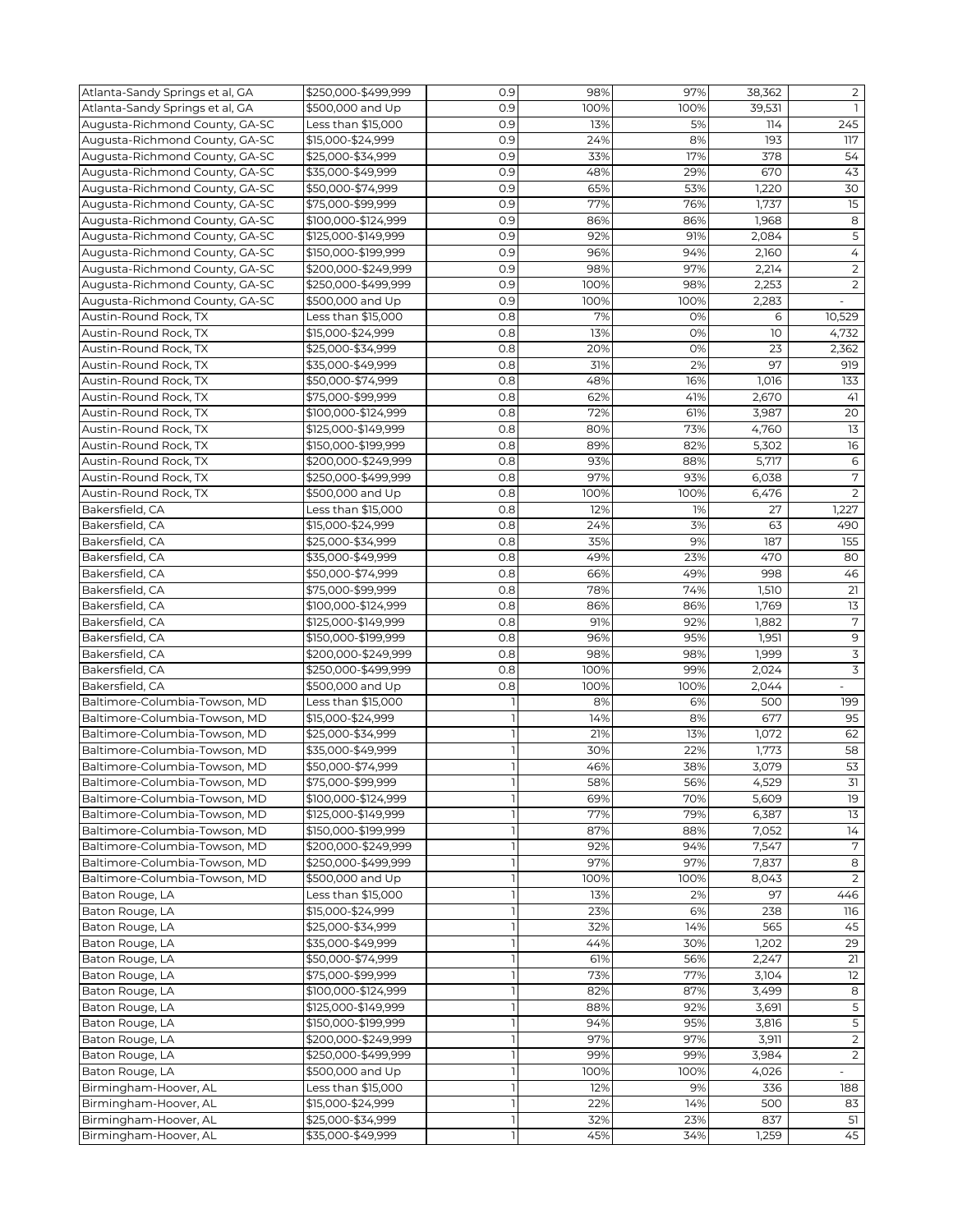| | | | | | | |
|---|---|---|---|---|---|---|
| Atlanta-Sandy Springs et al, GA | $250,000-$499,999 | 0.9 | 98% | 97% | 38,362 | 2 |
| Atlanta-Sandy Springs et al, GA | $500,000 and Up | 0.9 | 100% | 100% | 39,531 | 1 |
| Augusta-Richmond County, GA-SC | Less than $15,000 | 0.9 | 13% | 5% | 114 | 245 |
| Augusta-Richmond County, GA-SC | $15,000-$24,999 | 0.9 | 24% | 8% | 193 | 117 |
| Augusta-Richmond County, GA-SC | $25,000-$34,999 | 0.9 | 33% | 17% | 378 | 54 |
| Augusta-Richmond County, GA-SC | $35,000-$49,999 | 0.9 | 48% | 29% | 670 | 43 |
| Augusta-Richmond County, GA-SC | $50,000-$74,999 | 0.9 | 65% | 53% | 1,220 | 30 |
| Augusta-Richmond County, GA-SC | $75,000-$99,999 | 0.9 | 77% | 76% | 1,737 | 15 |
| Augusta-Richmond County, GA-SC | $100,000-$124,999 | 0.9 | 86% | 86% | 1,968 | 8 |
| Augusta-Richmond County, GA-SC | $125,000-$149,999 | 0.9 | 92% | 91% | 2,084 | 5 |
| Augusta-Richmond County, GA-SC | $150,000-$199,999 | 0.9 | 96% | 94% | 2,160 | 4 |
| Augusta-Richmond County, GA-SC | $200,000-$249,999 | 0.9 | 98% | 97% | 2,214 | 2 |
| Augusta-Richmond County, GA-SC | $250,000-$499,999 | 0.9 | 100% | 98% | 2,253 | 2 |
| Augusta-Richmond County, GA-SC | $500,000 and Up | 0.9 | 100% | 100% | 2,283 | - |
| Austin-Round Rock, TX | Less than $15,000 | 0.8 | 7% | 0% | 6 | 10,529 |
| Austin-Round Rock, TX | $15,000-$24,999 | 0.8 | 13% | 0% | 10 | 4,732 |
| Austin-Round Rock, TX | $25,000-$34,999 | 0.8 | 20% | 0% | 23 | 2,362 |
| Austin-Round Rock, TX | $35,000-$49,999 | 0.8 | 31% | 2% | 97 | 919 |
| Austin-Round Rock, TX | $50,000-$74,999 | 0.8 | 48% | 16% | 1,016 | 133 |
| Austin-Round Rock, TX | $75,000-$99,999 | 0.8 | 62% | 41% | 2,670 | 41 |
| Austin-Round Rock, TX | $100,000-$124,999 | 0.8 | 72% | 61% | 3,987 | 20 |
| Austin-Round Rock, TX | $125,000-$149,999 | 0.8 | 80% | 73% | 4,760 | 13 |
| Austin-Round Rock, TX | $150,000-$199,999 | 0.8 | 89% | 82% | 5,302 | 16 |
| Austin-Round Rock, TX | $200,000-$249,999 | 0.8 | 93% | 88% | 5,717 | 6 |
| Austin-Round Rock, TX | $250,000-$499,999 | 0.8 | 97% | 93% | 6,038 | 7 |
| Austin-Round Rock, TX | $500,000 and Up | 0.8 | 100% | 100% | 6,476 | 2 |
| Bakersfield, CA | Less than $15,000 | 0.8 | 12% | 1% | 27 | 1,227 |
| Bakersfield, CA | $15,000-$24,999 | 0.8 | 24% | 3% | 63 | 490 |
| Bakersfield, CA | $25,000-$34,999 | 0.8 | 35% | 9% | 187 | 155 |
| Bakersfield, CA | $35,000-$49,999 | 0.8 | 49% | 23% | 470 | 80 |
| Bakersfield, CA | $50,000-$74,999 | 0.8 | 66% | 49% | 998 | 46 |
| Bakersfield, CA | $75,000-$99,999 | 0.8 | 78% | 74% | 1,510 | 21 |
| Bakersfield, CA | $100,000-$124,999 | 0.8 | 86% | 86% | 1,769 | 13 |
| Bakersfield, CA | $125,000-$149,999 | 0.8 | 91% | 92% | 1,882 | 7 |
| Bakersfield, CA | $150,000-$199,999 | 0.8 | 96% | 95% | 1,951 | 9 |
| Bakersfield, CA | $200,000-$249,999 | 0.8 | 98% | 98% | 1,999 | 3 |
| Bakersfield, CA | $250,000-$499,999 | 0.8 | 100% | 99% | 2,024 | 3 |
| Bakersfield, CA | $500,000 and Up | 0.8 | 100% | 100% | 2,044 | - |
| Baltimore-Columbia-Towson, MD | Less than $15,000 | 1 | 8% | 6% | 500 | 199 |
| Baltimore-Columbia-Towson, MD | $15,000-$24,999 | 1 | 14% | 8% | 677 | 95 |
| Baltimore-Columbia-Towson, MD | $25,000-$34,999 | 1 | 21% | 13% | 1,072 | 62 |
| Baltimore-Columbia-Towson, MD | $35,000-$49,999 | 1 | 30% | 22% | 1,773 | 58 |
| Baltimore-Columbia-Towson, MD | $50,000-$74,999 | 1 | 46% | 38% | 3,079 | 53 |
| Baltimore-Columbia-Towson, MD | $75,000-$99,999 | 1 | 58% | 56% | 4,529 | 31 |
| Baltimore-Columbia-Towson, MD | $100,000-$124,999 | 1 | 69% | 70% | 5,609 | 19 |
| Baltimore-Columbia-Towson, MD | $125,000-$149,999 | 1 | 77% | 79% | 6,387 | 13 |
| Baltimore-Columbia-Towson, MD | $150,000-$199,999 | 1 | 87% | 88% | 7,052 | 14 |
| Baltimore-Columbia-Towson, MD | $200,000-$249,999 | 1 | 92% | 94% | 7,547 | 7 |
| Baltimore-Columbia-Towson, MD | $250,000-$499,999 | 1 | 97% | 97% | 7,837 | 8 |
| Baltimore-Columbia-Towson, MD | $500,000 and Up | 1 | 100% | 100% | 8,043 | 2 |
| Baton Rouge, LA | Less than $15,000 | 1 | 13% | 2% | 97 | 446 |
| Baton Rouge, LA | $15,000-$24,999 | 1 | 23% | 6% | 238 | 116 |
| Baton Rouge, LA | $25,000-$34,999 | 1 | 32% | 14% | 565 | 45 |
| Baton Rouge, LA | $35,000-$49,999 | 1 | 44% | 30% | 1,202 | 29 |
| Baton Rouge, LA | $50,000-$74,999 | 1 | 61% | 56% | 2,247 | 21 |
| Baton Rouge, LA | $75,000-$99,999 | 1 | 73% | 77% | 3,104 | 12 |
| Baton Rouge, LA | $100,000-$124,999 | 1 | 82% | 87% | 3,499 | 8 |
| Baton Rouge, LA | $125,000-$149,999 | 1 | 88% | 92% | 3,691 | 5 |
| Baton Rouge, LA | $150,000-$199,999 | 1 | 94% | 95% | 3,816 | 5 |
| Baton Rouge, LA | $200,000-$249,999 | 1 | 97% | 97% | 3,911 | 2 |
| Baton Rouge, LA | $250,000-$499,999 | 1 | 99% | 99% | 3,984 | 2 |
| Baton Rouge, LA | $500,000 and Up | 1 | 100% | 100% | 4,026 | - |
| Birmingham-Hoover, AL | Less than $15,000 | 1 | 12% | 9% | 336 | 188 |
| Birmingham-Hoover, AL | $15,000-$24,999 | 1 | 22% | 14% | 500 | 83 |
| Birmingham-Hoover, AL | $25,000-$34,999 | 1 | 32% | 23% | 837 | 51 |
| Birmingham-Hoover, AL | $35,000-$49,999 | 1 | 45% | 34% | 1,259 | 45 |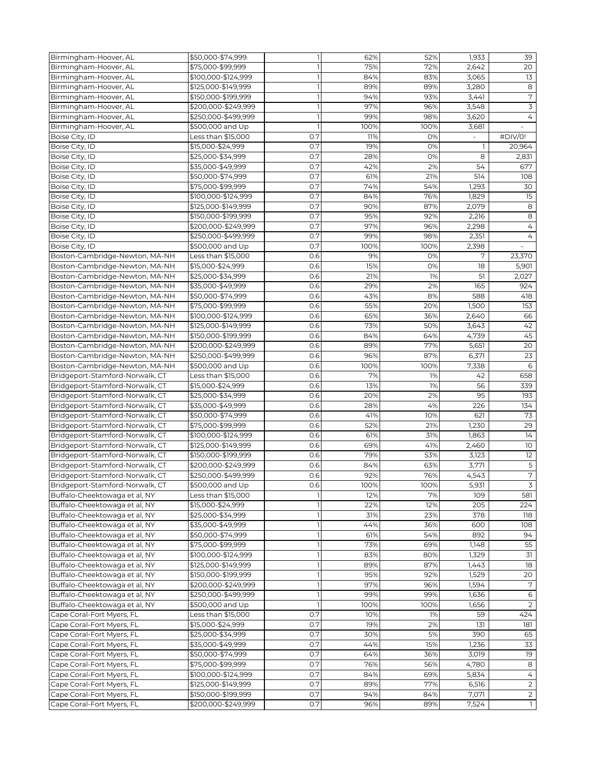| | | | | | | |
|---|---|---|---|---|---|---|
| Birmingham-Hoover, AL | $50,000-$74,999 | 1 | 62% | 52% | 1,933 | 39 |
| Birmingham-Hoover, AL | $75,000-$99,999 | 1 | 75% | 72% | 2,642 | 20 |
| Birmingham-Hoover, AL | $100,000-$124,999 | 1 | 84% | 83% | 3,065 | 13 |
| Birmingham-Hoover, AL | $125,000-$149,999 | 1 | 89% | 89% | 3,280 | 8 |
| Birmingham-Hoover, AL | $150,000-$199,999 | 1 | 94% | 93% | 3,441 | 7 |
| Birmingham-Hoover, AL | $200,000-$249,999 | 1 | 97% | 96% | 3,548 | 3 |
| Birmingham-Hoover, AL | $250,000-$499,999 | 1 | 99% | 98% | 3,620 | 4 |
| Birmingham-Hoover, AL | $500,000 and Up | 1 | 100% | 100% | 3,681 | - |
| Boise City, ID | Less than $15,000 | 0.7 | 11% | 0% | - | #DIV/0! |
| Boise City, ID | $15,000-$24,999 | 0.7 | 19% | 0% | 1 | 20,964 |
| Boise City, ID | $25,000-$34,999 | 0.7 | 28% | 0% | 8 | 2,831 |
| Boise City, ID | $35,000-$49,999 | 0.7 | 42% | 2% | 54 | 677 |
| Boise City, ID | $50,000-$74,999 | 0.7 | 61% | 21% | 514 | 108 |
| Boise City, ID | $75,000-$99,999 | 0.7 | 74% | 54% | 1,293 | 30 |
| Boise City, ID | $100,000-$124,999 | 0.7 | 84% | 76% | 1,829 | 15 |
| Boise City, ID | $125,000-$149,999 | 0.7 | 90% | 87% | 2,079 | 8 |
| Boise City, ID | $150,000-$199,999 | 0.7 | 95% | 92% | 2,216 | 8 |
| Boise City, ID | $200,000-$249,999 | 0.7 | 97% | 96% | 2,298 | 4 |
| Boise City, ID | $250,000-$499,999 | 0.7 | 99% | 98% | 2,351 | 4 |
| Boise City, ID | $500,000 and Up | 0.7 | 100% | 100% | 2,398 | - |
| Boston-Cambridge-Newton, MA-NH | Less than $15,000 | 0.6 | 9% | 0% | 7 | 23,370 |
| Boston-Cambridge-Newton, MA-NH | $15,000-$24,999 | 0.6 | 15% | 0% | 18 | 5,901 |
| Boston-Cambridge-Newton, MA-NH | $25,000-$34,999 | 0.6 | 21% | 1% | 51 | 2,027 |
| Boston-Cambridge-Newton, MA-NH | $35,000-$49,999 | 0.6 | 29% | 2% | 165 | 924 |
| Boston-Cambridge-Newton, MA-NH | $50,000-$74,999 | 0.6 | 43% | 8% | 588 | 418 |
| Boston-Cambridge-Newton, MA-NH | $75,000-$99,999 | 0.6 | 55% | 20% | 1,500 | 153 |
| Boston-Cambridge-Newton, MA-NH | $100,000-$124,999 | 0.6 | 65% | 36% | 2,640 | 66 |
| Boston-Cambridge-Newton, MA-NH | $125,000-$149,999 | 0.6 | 73% | 50% | 3,643 | 42 |
| Boston-Cambridge-Newton, MA-NH | $150,000-$199,999 | 0.6 | 84% | 64% | 4,739 | 45 |
| Boston-Cambridge-Newton, MA-NH | $200,000-$249,999 | 0.6 | 89% | 77% | 5,651 | 20 |
| Boston-Cambridge-Newton, MA-NH | $250,000-$499,999 | 0.6 | 96% | 87% | 6,371 | 23 |
| Boston-Cambridge-Newton, MA-NH | $500,000 and Up | 0.6 | 100% | 100% | 7,338 | 6 |
| Bridgeport-Stamford-Norwalk, CT | Less than $15,000 | 0.6 | 7% | 1% | 42 | 658 |
| Bridgeport-Stamford-Norwalk, CT | $15,000-$24,999 | 0.6 | 13% | 1% | 56 | 339 |
| Bridgeport-Stamford-Norwalk, CT | $25,000-$34,999 | 0.6 | 20% | 2% | 95 | 193 |
| Bridgeport-Stamford-Norwalk, CT | $35,000-$49,999 | 0.6 | 28% | 4% | 226 | 134 |
| Bridgeport-Stamford-Norwalk, CT | $50,000-$74,999 | 0.6 | 41% | 10% | 621 | 73 |
| Bridgeport-Stamford-Norwalk, CT | $75,000-$99,999 | 0.6 | 52% | 21% | 1,230 | 29 |
| Bridgeport-Stamford-Norwalk, CT | $100,000-$124,999 | 0.6 | 61% | 31% | 1,863 | 14 |
| Bridgeport-Stamford-Norwalk, CT | $125,000-$149,999 | 0.6 | 69% | 41% | 2,460 | 10 |
| Bridgeport-Stamford-Norwalk, CT | $150,000-$199,999 | 0.6 | 79% | 53% | 3,123 | 12 |
| Bridgeport-Stamford-Norwalk, CT | $200,000-$249,999 | 0.6 | 84% | 63% | 3,771 | 5 |
| Bridgeport-Stamford-Norwalk, CT | $250,000-$499,999 | 0.6 | 92% | 76% | 4,543 | 7 |
| Bridgeport-Stamford-Norwalk, CT | $500,000 and Up | 0.6 | 100% | 100% | 5,931 | 3 |
| Buffalo-Cheektowaga et al, NY | Less than $15,000 | 1 | 12% | 7% | 109 | 581 |
| Buffalo-Cheektowaga et al, NY | $15,000-$24,999 | 1 | 22% | 12% | 205 | 224 |
| Buffalo-Cheektowaga et al, NY | $25,000-$34,999 | 1 | 31% | 23% | 378 | 118 |
| Buffalo-Cheektowaga et al, NY | $35,000-$49,999 | 1 | 44% | 36% | 600 | 108 |
| Buffalo-Cheektowaga et al, NY | $50,000-$74,999 | 1 | 61% | 54% | 892 | 94 |
| Buffalo-Cheektowaga et al, NY | $75,000-$99,999 | 1 | 73% | 69% | 1,148 | 55 |
| Buffalo-Cheektowaga et al, NY | $100,000-$124,999 | 1 | 83% | 80% | 1,329 | 31 |
| Buffalo-Cheektowaga et al, NY | $125,000-$149,999 | 1 | 89% | 87% | 1,443 | 18 |
| Buffalo-Cheektowaga et al, NY | $150,000-$199,999 | 1 | 95% | 92% | 1,529 | 20 |
| Buffalo-Cheektowaga et al, NY | $200,000-$249,999 | 1 | 97% | 96% | 1,594 | 7 |
| Buffalo-Cheektowaga et al, NY | $250,000-$499,999 | 1 | 99% | 99% | 1,636 | 6 |
| Buffalo-Cheektowaga et al, NY | $500,000 and Up | 1 | 100% | 100% | 1,656 | 2 |
| Cape Coral-Fort Myers, FL | Less than $15,000 | 0.7 | 10% | 1% | 59 | 424 |
| Cape Coral-Fort Myers, FL | $15,000-$24,999 | 0.7 | 19% | 2% | 131 | 181 |
| Cape Coral-Fort Myers, FL | $25,000-$34,999 | 0.7 | 30% | 5% | 390 | 65 |
| Cape Coral-Fort Myers, FL | $35,000-$49,999 | 0.7 | 44% | 15% | 1,236 | 33 |
| Cape Coral-Fort Myers, FL | $50,000-$74,999 | 0.7 | 64% | 36% | 3,019 | 19 |
| Cape Coral-Fort Myers, FL | $75,000-$99,999 | 0.7 | 76% | 56% | 4,780 | 8 |
| Cape Coral-Fort Myers, FL | $100,000-$124,999 | 0.7 | 84% | 69% | 5,834 | 4 |
| Cape Coral-Fort Myers, FL | $125,000-$149,999 | 0.7 | 89% | 77% | 6,516 | 2 |
| Cape Coral-Fort Myers, FL | $150,000-$199,999 | 0.7 | 94% | 84% | 7,071 | 2 |
| Cape Coral-Fort Myers, FL | $200,000-$249,999 | 0.7 | 96% | 89% | 7,524 | 1 |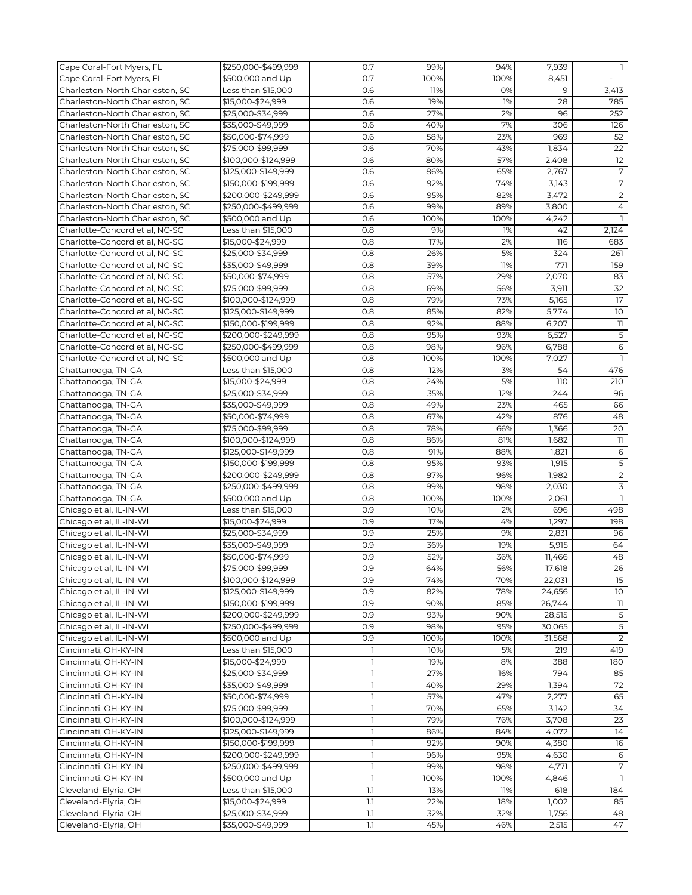| | | | | | | |
|---|---|---|---|---|---|---|
| Cape Coral-Fort Myers, FL | $250,000-$499,999 | 0.7 | 99% | 94% | 7,939 | 1 |
| Cape Coral-Fort Myers, FL | $500,000 and Up | 0.7 | 100% | 100% | 8,451 | - |
| Charleston-North Charleston, SC | Less than $15,000 | 0.6 | 11% | 0% | 9 | 3,413 |
| Charleston-North Charleston, SC | $15,000-$24,999 | 0.6 | 19% | 1% | 28 | 785 |
| Charleston-North Charleston, SC | $25,000-$34,999 | 0.6 | 27% | 2% | 96 | 252 |
| Charleston-North Charleston, SC | $35,000-$49,999 | 0.6 | 40% | 7% | 306 | 126 |
| Charleston-North Charleston, SC | $50,000-$74,999 | 0.6 | 58% | 23% | 969 | 52 |
| Charleston-North Charleston, SC | $75,000-$99,999 | 0.6 | 70% | 43% | 1,834 | 22 |
| Charleston-North Charleston, SC | $100,000-$124,999 | 0.6 | 80% | 57% | 2,408 | 12 |
| Charleston-North Charleston, SC | $125,000-$149,999 | 0.6 | 86% | 65% | 2,767 | 7 |
| Charleston-North Charleston, SC | $150,000-$199,999 | 0.6 | 92% | 74% | 3,143 | 7 |
| Charleston-North Charleston, SC | $200,000-$249,999 | 0.6 | 95% | 82% | 3,472 | 2 |
| Charleston-North Charleston, SC | $250,000-$499,999 | 0.6 | 99% | 89% | 3,800 | 4 |
| Charleston-North Charleston, SC | $500,000 and Up | 0.6 | 100% | 100% | 4,242 | 1 |
| Charlotte-Concord et al, NC-SC | Less than $15,000 | 0.8 | 9% | 1% | 42 | 2,124 |
| Charlotte-Concord et al, NC-SC | $15,000-$24,999 | 0.8 | 17% | 2% | 116 | 683 |
| Charlotte-Concord et al, NC-SC | $25,000-$34,999 | 0.8 | 26% | 5% | 324 | 261 |
| Charlotte-Concord et al, NC-SC | $35,000-$49,999 | 0.8 | 39% | 11% | 771 | 159 |
| Charlotte-Concord et al, NC-SC | $50,000-$74,999 | 0.8 | 57% | 29% | 2,070 | 83 |
| Charlotte-Concord et al, NC-SC | $75,000-$99,999 | 0.8 | 69% | 56% | 3,911 | 32 |
| Charlotte-Concord et al, NC-SC | $100,000-$124,999 | 0.8 | 79% | 73% | 5,165 | 17 |
| Charlotte-Concord et al, NC-SC | $125,000-$149,999 | 0.8 | 85% | 82% | 5,774 | 10 |
| Charlotte-Concord et al, NC-SC | $150,000-$199,999 | 0.8 | 92% | 88% | 6,207 | 11 |
| Charlotte-Concord et al, NC-SC | $200,000-$249,999 | 0.8 | 95% | 93% | 6,527 | 5 |
| Charlotte-Concord et al, NC-SC | $250,000-$499,999 | 0.8 | 98% | 96% | 6,788 | 6 |
| Charlotte-Concord et al, NC-SC | $500,000 and Up | 0.8 | 100% | 100% | 7,027 | 1 |
| Chattanooga, TN-GA | Less than $15,000 | 0.8 | 12% | 3% | 54 | 476 |
| Chattanooga, TN-GA | $15,000-$24,999 | 0.8 | 24% | 5% | 110 | 210 |
| Chattanooga, TN-GA | $25,000-$34,999 | 0.8 | 35% | 12% | 244 | 96 |
| Chattanooga, TN-GA | $35,000-$49,999 | 0.8 | 49% | 23% | 465 | 66 |
| Chattanooga, TN-GA | $50,000-$74,999 | 0.8 | 67% | 42% | 876 | 48 |
| Chattanooga, TN-GA | $75,000-$99,999 | 0.8 | 78% | 66% | 1,366 | 20 |
| Chattanooga, TN-GA | $100,000-$124,999 | 0.8 | 86% | 81% | 1,682 | 11 |
| Chattanooga, TN-GA | $125,000-$149,999 | 0.8 | 91% | 88% | 1,821 | 6 |
| Chattanooga, TN-GA | $150,000-$199,999 | 0.8 | 95% | 93% | 1,915 | 5 |
| Chattanooga, TN-GA | $200,000-$249,999 | 0.8 | 97% | 96% | 1,982 | 2 |
| Chattanooga, TN-GA | $250,000-$499,999 | 0.8 | 99% | 98% | 2,030 | 3 |
| Chattanooga, TN-GA | $500,000 and Up | 0.8 | 100% | 100% | 2,061 | 1 |
| Chicago et al, IL-IN-WI | Less than $15,000 | 0.9 | 10% | 2% | 696 | 498 |
| Chicago et al, IL-IN-WI | $15,000-$24,999 | 0.9 | 17% | 4% | 1,297 | 198 |
| Chicago et al, IL-IN-WI | $25,000-$34,999 | 0.9 | 25% | 9% | 2,831 | 96 |
| Chicago et al, IL-IN-WI | $35,000-$49,999 | 0.9 | 36% | 19% | 5,915 | 64 |
| Chicago et al, IL-IN-WI | $50,000-$74,999 | 0.9 | 52% | 36% | 11,466 | 48 |
| Chicago et al, IL-IN-WI | $75,000-$99,999 | 0.9 | 64% | 56% | 17,618 | 26 |
| Chicago et al, IL-IN-WI | $100,000-$124,999 | 0.9 | 74% | 70% | 22,031 | 15 |
| Chicago et al, IL-IN-WI | $125,000-$149,999 | 0.9 | 82% | 78% | 24,656 | 10 |
| Chicago et al, IL-IN-WI | $150,000-$199,999 | 0.9 | 90% | 85% | 26,744 | 11 |
| Chicago et al, IL-IN-WI | $200,000-$249,999 | 0.9 | 93% | 90% | 28,515 | 5 |
| Chicago et al, IL-IN-WI | $250,000-$499,999 | 0.9 | 98% | 95% | 30,065 | 5 |
| Chicago et al, IL-IN-WI | $500,000 and Up | 0.9 | 100% | 100% | 31,568 | 2 |
| Cincinnati, OH-KY-IN | Less than $15,000 | 1 | 10% | 5% | 219 | 419 |
| Cincinnati, OH-KY-IN | $15,000-$24,999 | 1 | 19% | 8% | 388 | 180 |
| Cincinnati, OH-KY-IN | $25,000-$34,999 | 1 | 27% | 16% | 794 | 85 |
| Cincinnati, OH-KY-IN | $35,000-$49,999 | 1 | 40% | 29% | 1,394 | 72 |
| Cincinnati, OH-KY-IN | $50,000-$74,999 | 1 | 57% | 47% | 2,277 | 65 |
| Cincinnati, OH-KY-IN | $75,000-$99,999 | 1 | 70% | 65% | 3,142 | 34 |
| Cincinnati, OH-KY-IN | $100,000-$124,999 | 1 | 79% | 76% | 3,708 | 23 |
| Cincinnati, OH-KY-IN | $125,000-$149,999 | 1 | 86% | 84% | 4,072 | 14 |
| Cincinnati, OH-KY-IN | $150,000-$199,999 | 1 | 92% | 90% | 4,380 | 16 |
| Cincinnati, OH-KY-IN | $200,000-$249,999 | 1 | 96% | 95% | 4,630 | 6 |
| Cincinnati, OH-KY-IN | $250,000-$499,999 | 1 | 99% | 98% | 4,771 | 7 |
| Cincinnati, OH-KY-IN | $500,000 and Up | 1 | 100% | 100% | 4,846 | 1 |
| Cleveland-Elyria, OH | Less than $15,000 | 1.1 | 13% | 11% | 618 | 184 |
| Cleveland-Elyria, OH | $15,000-$24,999 | 1.1 | 22% | 18% | 1,002 | 85 |
| Cleveland-Elyria, OH | $25,000-$34,999 | 1.1 | 32% | 32% | 1,756 | 48 |
| Cleveland-Elyria, OH | $35,000-$49,999 | 1.1 | 45% | 46% | 2,515 | 47 |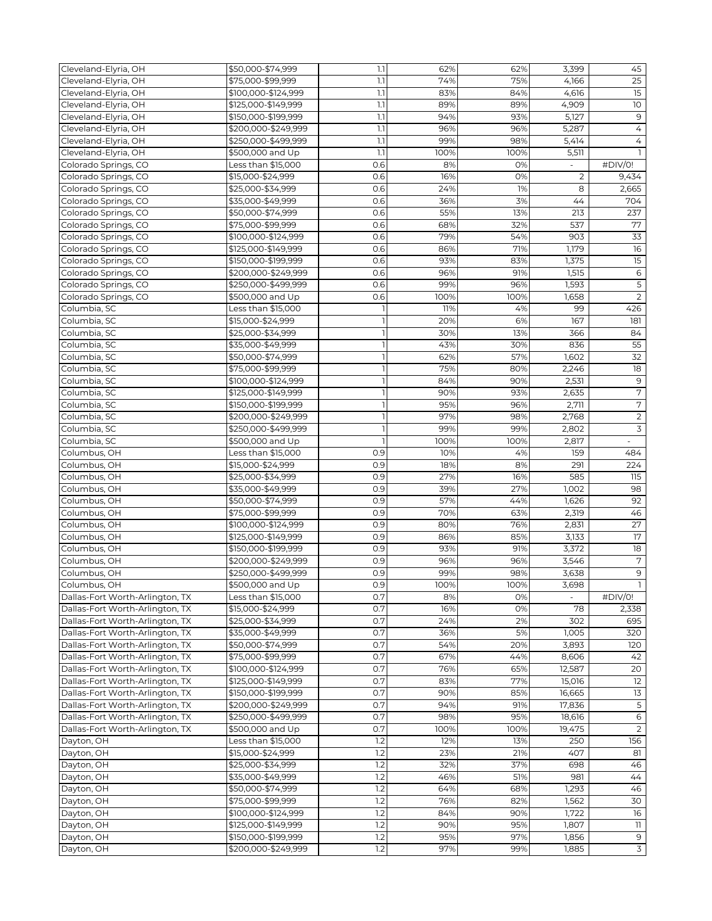| Cleveland-Elyria, OH | $50,000-$74,999 | 1.1 | 62% | 62% | 3,399 | 45 |
|---|---|---|---|---|---|---|
| Cleveland-Elyria, OH | $75,000-$99,999 | 1.1 | 74% | 75% | 4,166 | 25 |
| Cleveland-Elyria, OH | $100,000-$124,999 | 1.1 | 83% | 84% | 4,616 | 15 |
| Cleveland-Elyria, OH | $125,000-$149,999 | 1.1 | 89% | 89% | 4,909 | 10 |
| Cleveland-Elyria, OH | $150,000-$199,999 | 1.1 | 94% | 93% | 5,127 | 9 |
| Cleveland-Elyria, OH | $200,000-$249,999 | 1.1 | 96% | 96% | 5,287 | 4 |
| Cleveland-Elyria, OH | $250,000-$499,999 | 1.1 | 99% | 98% | 5,414 | 4 |
| Cleveland-Elyria, OH | $500,000 and Up | 1.1 | 100% | 100% | 5,511 | 1 |
| Colorado Springs, CO | Less than $15,000 | 0.6 | 8% | 0% | - | #DIV/0! |
| Colorado Springs, CO | $15,000-$24,999 | 0.6 | 16% | 0% | 2 | 9,434 |
| Colorado Springs, CO | $25,000-$34,999 | 0.6 | 24% | 1% | 8 | 2,665 |
| Colorado Springs, CO | $35,000-$49,999 | 0.6 | 36% | 3% | 44 | 704 |
| Colorado Springs, CO | $50,000-$74,999 | 0.6 | 55% | 13% | 213 | 237 |
| Colorado Springs, CO | $75,000-$99,999 | 0.6 | 68% | 32% | 537 | 77 |
| Colorado Springs, CO | $100,000-$124,999 | 0.6 | 79% | 54% | 903 | 33 |
| Colorado Springs, CO | $125,000-$149,999 | 0.6 | 86% | 71% | 1,179 | 16 |
| Colorado Springs, CO | $150,000-$199,999 | 0.6 | 93% | 83% | 1,375 | 15 |
| Colorado Springs, CO | $200,000-$249,999 | 0.6 | 96% | 91% | 1,515 | 6 |
| Colorado Springs, CO | $250,000-$499,999 | 0.6 | 99% | 96% | 1,593 | 5 |
| Colorado Springs, CO | $500,000 and Up | 0.6 | 100% | 100% | 1,658 | 2 |
| Columbia, SC | Less than $15,000 | 1 | 11% | 4% | 99 | 426 |
| Columbia, SC | $15,000-$24,999 | 1 | 20% | 6% | 167 | 181 |
| Columbia, SC | $25,000-$34,999 | 1 | 30% | 13% | 366 | 84 |
| Columbia, SC | $35,000-$49,999 | 1 | 43% | 30% | 836 | 55 |
| Columbia, SC | $50,000-$74,999 | 1 | 62% | 57% | 1,602 | 32 |
| Columbia, SC | $75,000-$99,999 | 1 | 75% | 80% | 2,246 | 18 |
| Columbia, SC | $100,000-$124,999 | 1 | 84% | 90% | 2,531 | 9 |
| Columbia, SC | $125,000-$149,999 | 1 | 90% | 93% | 2,635 | 7 |
| Columbia, SC | $150,000-$199,999 | 1 | 95% | 96% | 2,711 | 7 |
| Columbia, SC | $200,000-$249,999 | 1 | 97% | 98% | 2,768 | 2 |
| Columbia, SC | $250,000-$499,999 | 1 | 99% | 99% | 2,802 | 3 |
| Columbia, SC | $500,000 and Up | 1 | 100% | 100% | 2,817 | - |
| Columbus, OH | Less than $15,000 | 0.9 | 10% | 4% | 159 | 484 |
| Columbus, OH | $15,000-$24,999 | 0.9 | 18% | 8% | 291 | 224 |
| Columbus, OH | $25,000-$34,999 | 0.9 | 27% | 16% | 585 | 115 |
| Columbus, OH | $35,000-$49,999 | 0.9 | 39% | 27% | 1,002 | 98 |
| Columbus, OH | $50,000-$74,999 | 0.9 | 57% | 44% | 1,626 | 92 |
| Columbus, OH | $75,000-$99,999 | 0.9 | 70% | 63% | 2,319 | 46 |
| Columbus, OH | $100,000-$124,999 | 0.9 | 80% | 76% | 2,831 | 27 |
| Columbus, OH | $125,000-$149,999 | 0.9 | 86% | 85% | 3,133 | 17 |
| Columbus, OH | $150,000-$199,999 | 0.9 | 93% | 91% | 3,372 | 18 |
| Columbus, OH | $200,000-$249,999 | 0.9 | 96% | 96% | 3,546 | 7 |
| Columbus, OH | $250,000-$499,999 | 0.9 | 99% | 98% | 3,638 | 9 |
| Columbus, OH | $500,000 and Up | 0.9 | 100% | 100% | 3,698 | 1 |
| Dallas-Fort Worth-Arlington, TX | Less than $15,000 | 0.7 | 8% | 0% | - | #DIV/0! |
| Dallas-Fort Worth-Arlington, TX | $15,000-$24,999 | 0.7 | 16% | 0% | 78 | 2,338 |
| Dallas-Fort Worth-Arlington, TX | $25,000-$34,999 | 0.7 | 24% | 2% | 302 | 695 |
| Dallas-Fort Worth-Arlington, TX | $35,000-$49,999 | 0.7 | 36% | 5% | 1,005 | 320 |
| Dallas-Fort Worth-Arlington, TX | $50,000-$74,999 | 0.7 | 54% | 20% | 3,893 | 120 |
| Dallas-Fort Worth-Arlington, TX | $75,000-$99,999 | 0.7 | 67% | 44% | 8,606 | 42 |
| Dallas-Fort Worth-Arlington, TX | $100,000-$124,999 | 0.7 | 76% | 65% | 12,587 | 20 |
| Dallas-Fort Worth-Arlington, TX | $125,000-$149,999 | 0.7 | 83% | 77% | 15,016 | 12 |
| Dallas-Fort Worth-Arlington, TX | $150,000-$199,999 | 0.7 | 90% | 85% | 16,665 | 13 |
| Dallas-Fort Worth-Arlington, TX | $200,000-$249,999 | 0.7 | 94% | 91% | 17,836 | 5 |
| Dallas-Fort Worth-Arlington, TX | $250,000-$499,999 | 0.7 | 98% | 95% | 18,616 | 6 |
| Dallas-Fort Worth-Arlington, TX | $500,000 and Up | 0.7 | 100% | 100% | 19,475 | 2 |
| Dayton, OH | Less than $15,000 | 1.2 | 12% | 13% | 250 | 156 |
| Dayton, OH | $15,000-$24,999 | 1.2 | 23% | 21% | 407 | 81 |
| Dayton, OH | $25,000-$34,999 | 1.2 | 32% | 37% | 698 | 46 |
| Dayton, OH | $35,000-$49,999 | 1.2 | 46% | 51% | 981 | 44 |
| Dayton, OH | $50,000-$74,999 | 1.2 | 64% | 68% | 1,293 | 46 |
| Dayton, OH | $75,000-$99,999 | 1.2 | 76% | 82% | 1,562 | 30 |
| Dayton, OH | $100,000-$124,999 | 1.2 | 84% | 90% | 1,722 | 16 |
| Dayton, OH | $125,000-$149,999 | 1.2 | 90% | 95% | 1,807 | 11 |
| Dayton, OH | $150,000-$199,999 | 1.2 | 95% | 97% | 1,856 | 9 |
| Dayton, OH | $200,000-$249,999 | 1.2 | 97% | 99% | 1,885 | 3 |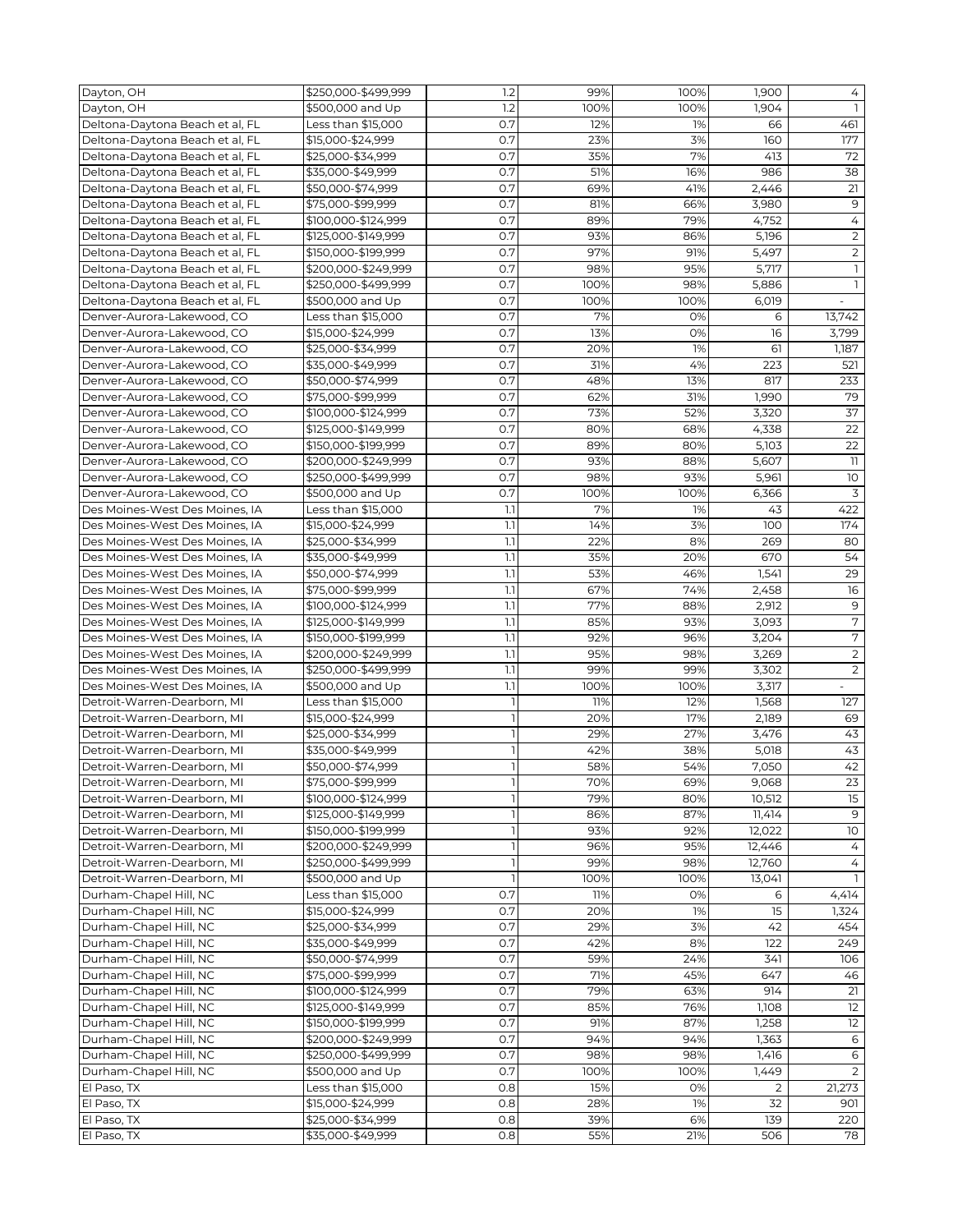| | | | | | | |
|---|---|---|---|---|---|---|
| Dayton, OH | \$250,000-\$499,999 | 1.2 | 99% | 100% | 1,900 | 4 |
| Dayton, OH | \$500,000 and Up | 1.2 | 100% | 100% | 1,904 | 1 |
| Deltona-Daytona Beach et al, FL | Less than \$15,000 | 0.7 | 12% | 1% | 66 | 461 |
| Deltona-Daytona Beach et al, FL | \$15,000-\$24,999 | 0.7 | 23% | 3% | 160 | 177 |
| Deltona-Daytona Beach et al, FL | \$25,000-\$34,999 | 0.7 | 35% | 7% | 413 | 72 |
| Deltona-Daytona Beach et al, FL | \$35,000-\$49,999 | 0.7 | 51% | 16% | 986 | 38 |
| Deltona-Daytona Beach et al, FL | \$50,000-\$74,999 | 0.7 | 69% | 41% | 2,446 | 21 |
| Deltona-Daytona Beach et al, FL | \$75,000-\$99,999 | 0.7 | 81% | 66% | 3,980 | 9 |
| Deltona-Daytona Beach et al, FL | \$100,000-\$124,999 | 0.7 | 89% | 79% | 4,752 | 4 |
| Deltona-Daytona Beach et al, FL | \$125,000-\$149,999 | 0.7 | 93% | 86% | 5,196 | 2 |
| Deltona-Daytona Beach et al, FL | \$150,000-\$199,999 | 0.7 | 97% | 91% | 5,497 | 2 |
| Deltona-Daytona Beach et al, FL | \$200,000-\$249,999 | 0.7 | 98% | 95% | 5,717 | 1 |
| Deltona-Daytona Beach et al, FL | \$250,000-\$499,999 | 0.7 | 100% | 98% | 5,886 | 1 |
| Deltona-Daytona Beach et al, FL | \$500,000 and Up | 0.7 | 100% | 100% | 6,019 | - |
| Denver-Aurora-Lakewood, CO | Less than \$15,000 | 0.7 | 7% | 0% | 6 | 13,742 |
| Denver-Aurora-Lakewood, CO | \$15,000-\$24,999 | 0.7 | 13% | 0% | 16 | 3,799 |
| Denver-Aurora-Lakewood, CO | \$25,000-\$34,999 | 0.7 | 20% | 1% | 61 | 1,187 |
| Denver-Aurora-Lakewood, CO | \$35,000-\$49,999 | 0.7 | 31% | 4% | 223 | 521 |
| Denver-Aurora-Lakewood, CO | \$50,000-\$74,999 | 0.7 | 48% | 13% | 817 | 233 |
| Denver-Aurora-Lakewood, CO | \$75,000-\$99,999 | 0.7 | 62% | 31% | 1,990 | 79 |
| Denver-Aurora-Lakewood, CO | \$100,000-\$124,999 | 0.7 | 73% | 52% | 3,320 | 37 |
| Denver-Aurora-Lakewood, CO | \$125,000-\$149,999 | 0.7 | 80% | 68% | 4,338 | 22 |
| Denver-Aurora-Lakewood, CO | \$150,000-\$199,999 | 0.7 | 89% | 80% | 5,103 | 22 |
| Denver-Aurora-Lakewood, CO | \$200,000-\$249,999 | 0.7 | 93% | 88% | 5,607 | 11 |
| Denver-Aurora-Lakewood, CO | \$250,000-\$499,999 | 0.7 | 98% | 93% | 5,961 | 10 |
| Denver-Aurora-Lakewood, CO | \$500,000 and Up | 0.7 | 100% | 100% | 6,366 | 3 |
| Des Moines-West Des Moines, IA | Less than \$15,000 | 1.1 | 7% | 1% | 43 | 422 |
| Des Moines-West Des Moines, IA | \$15,000-\$24,999 | 1.1 | 14% | 3% | 100 | 174 |
| Des Moines-West Des Moines, IA | \$25,000-\$34,999 | 1.1 | 22% | 8% | 269 | 80 |
| Des Moines-West Des Moines, IA | \$35,000-\$49,999 | 1.1 | 35% | 20% | 670 | 54 |
| Des Moines-West Des Moines, IA | \$50,000-\$74,999 | 1.1 | 53% | 46% | 1,541 | 29 |
| Des Moines-West Des Moines, IA | \$75,000-\$99,999 | 1.1 | 67% | 74% | 2,458 | 16 |
| Des Moines-West Des Moines, IA | \$100,000-\$124,999 | 1.1 | 77% | 88% | 2,912 | 9 |
| Des Moines-West Des Moines, IA | \$125,000-\$149,999 | 1.1 | 85% | 93% | 3,093 | 7 |
| Des Moines-West Des Moines, IA | \$150,000-\$199,999 | 1.1 | 92% | 96% | 3,204 | 7 |
| Des Moines-West Des Moines, IA | \$200,000-\$249,999 | 1.1 | 95% | 98% | 3,269 | 2 |
| Des Moines-West Des Moines, IA | \$250,000-\$499,999 | 1.1 | 99% | 99% | 3,302 | 2 |
| Des Moines-West Des Moines, IA | \$500,000 and Up | 1.1 | 100% | 100% | 3,317 | - |
| Detroit-Warren-Dearborn, MI | Less than \$15,000 | 1 | 11% | 12% | 1,568 | 127 |
| Detroit-Warren-Dearborn, MI | \$15,000-\$24,999 | 1 | 20% | 17% | 2,189 | 69 |
| Detroit-Warren-Dearborn, MI | \$25,000-\$34,999 | 1 | 29% | 27% | 3,476 | 43 |
| Detroit-Warren-Dearborn, MI | \$35,000-\$49,999 | 1 | 42% | 38% | 5,018 | 43 |
| Detroit-Warren-Dearborn, MI | \$50,000-\$74,999 | 1 | 58% | 54% | 7,050 | 42 |
| Detroit-Warren-Dearborn, MI | \$75,000-\$99,999 | 1 | 70% | 69% | 9,068 | 23 |
| Detroit-Warren-Dearborn, MI | \$100,000-\$124,999 | 1 | 79% | 80% | 10,512 | 15 |
| Detroit-Warren-Dearborn, MI | \$125,000-\$149,999 | 1 | 86% | 87% | 11,414 | 9 |
| Detroit-Warren-Dearborn, MI | \$150,000-\$199,999 | 1 | 93% | 92% | 12,022 | 10 |
| Detroit-Warren-Dearborn, MI | \$200,000-\$249,999 | 1 | 96% | 95% | 12,446 | 4 |
| Detroit-Warren-Dearborn, MI | \$250,000-\$499,999 | 1 | 99% | 98% | 12,760 | 4 |
| Detroit-Warren-Dearborn, MI | \$500,000 and Up | 1 | 100% | 100% | 13,041 | 1 |
| Durham-Chapel Hill, NC | Less than \$15,000 | 0.7 | 11% | 0% | 6 | 4,414 |
| Durham-Chapel Hill, NC | \$15,000-\$24,999 | 0.7 | 20% | 1% | 15 | 1,324 |
| Durham-Chapel Hill, NC | \$25,000-\$34,999 | 0.7 | 29% | 3% | 42 | 454 |
| Durham-Chapel Hill, NC | \$35,000-\$49,999 | 0.7 | 42% | 8% | 122 | 249 |
| Durham-Chapel Hill, NC | \$50,000-\$74,999 | 0.7 | 59% | 24% | 341 | 106 |
| Durham-Chapel Hill, NC | \$75,000-\$99,999 | 0.7 | 71% | 45% | 647 | 46 |
| Durham-Chapel Hill, NC | \$100,000-\$124,999 | 0.7 | 79% | 63% | 914 | 21 |
| Durham-Chapel Hill, NC | \$125,000-\$149,999 | 0.7 | 85% | 76% | 1,108 | 12 |
| Durham-Chapel Hill, NC | \$150,000-\$199,999 | 0.7 | 91% | 87% | 1,258 | 12 |
| Durham-Chapel Hill, NC | \$200,000-\$249,999 | 0.7 | 94% | 94% | 1,363 | 6 |
| Durham-Chapel Hill, NC | \$250,000-\$499,999 | 0.7 | 98% | 98% | 1,416 | 6 |
| Durham-Chapel Hill, NC | \$500,000 and Up | 0.7 | 100% | 100% | 1,449 | 2 |
| El Paso, TX | Less than \$15,000 | 0.8 | 15% | 0% | 2 | 21,273 |
| El Paso, TX | \$15,000-\$24,999 | 0.8 | 28% | 1% | 32 | 901 |
| El Paso, TX | \$25,000-\$34,999 | 0.8 | 39% | 6% | 139 | 220 |
| El Paso, TX | \$35,000-\$49,999 | 0.8 | 55% | 21% | 506 | 78 |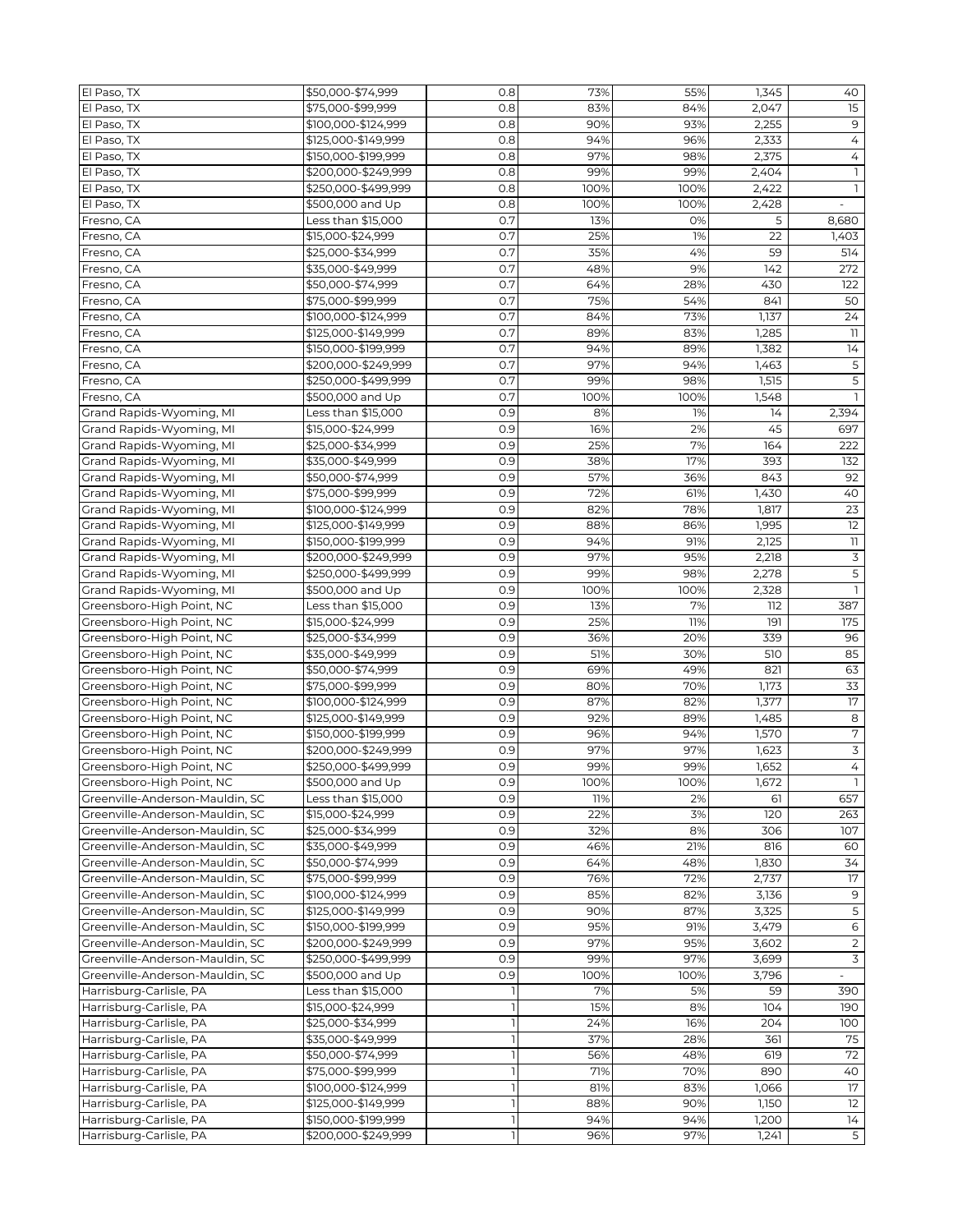| | | | | | | |
|---|---|---|---|---|---|---|
| El Paso, TX | \$50,000-\$74,999 | 0.8 | 73% | 55% | 1,345 | 40 |
| El Paso, TX | \$75,000-\$99,999 | 0.8 | 83% | 84% | 2,047 | 15 |
| El Paso, TX | \$100,000-\$124,999 | 0.8 | 90% | 93% | 2,255 | 9 |
| El Paso, TX | \$125,000-\$149,999 | 0.8 | 94% | 96% | 2,333 | 4 |
| El Paso, TX | \$150,000-\$199,999 | 0.8 | 97% | 98% | 2,375 | 4 |
| El Paso, TX | \$200,000-\$249,999 | 0.8 | 99% | 99% | 2,404 | 1 |
| El Paso, TX | \$250,000-\$499,999 | 0.8 | 100% | 100% | 2,422 | 1 |
| El Paso, TX | \$500,000 and Up | 0.8 | 100% | 100% | 2,428 | - |
| Fresno, CA | Less than \$15,000 | 0.7 | 13% | 0% | 5 | 8,680 |
| Fresno, CA | \$15,000-\$24,999 | 0.7 | 25% | 1% | 22 | 1,403 |
| Fresno, CA | \$25,000-\$34,999 | 0.7 | 35% | 4% | 59 | 514 |
| Fresno, CA | \$35,000-\$49,999 | 0.7 | 48% | 9% | 142 | 272 |
| Fresno, CA | \$50,000-\$74,999 | 0.7 | 64% | 28% | 430 | 122 |
| Fresno, CA | \$75,000-\$99,999 | 0.7 | 75% | 54% | 841 | 50 |
| Fresno, CA | \$100,000-\$124,999 | 0.7 | 84% | 73% | 1,137 | 24 |
| Fresno, CA | \$125,000-\$149,999 | 0.7 | 89% | 83% | 1,285 | 11 |
| Fresno, CA | \$150,000-\$199,999 | 0.7 | 94% | 89% | 1,382 | 14 |
| Fresno, CA | \$200,000-\$249,999 | 0.7 | 97% | 94% | 1,463 | 5 |
| Fresno, CA | \$250,000-\$499,999 | 0.7 | 99% | 98% | 1,515 | 5 |
| Fresno, CA | \$500,000 and Up | 0.7 | 100% | 100% | 1,548 | 1 |
| Grand Rapids-Wyoming, MI | Less than \$15,000 | 0.9 | 8% | 1% | 14 | 2,394 |
| Grand Rapids-Wyoming, MI | \$15,000-\$24,999 | 0.9 | 16% | 2% | 45 | 697 |
| Grand Rapids-Wyoming, MI | \$25,000-\$34,999 | 0.9 | 25% | 7% | 164 | 222 |
| Grand Rapids-Wyoming, MI | \$35,000-\$49,999 | 0.9 | 38% | 17% | 393 | 132 |
| Grand Rapids-Wyoming, MI | \$50,000-\$74,999 | 0.9 | 57% | 36% | 843 | 92 |
| Grand Rapids-Wyoming, MI | \$75,000-\$99,999 | 0.9 | 72% | 61% | 1,430 | 40 |
| Grand Rapids-Wyoming, MI | \$100,000-\$124,999 | 0.9 | 82% | 78% | 1,817 | 23 |
| Grand Rapids-Wyoming, MI | \$125,000-\$149,999 | 0.9 | 88% | 86% | 1,995 | 12 |
| Grand Rapids-Wyoming, MI | \$150,000-\$199,999 | 0.9 | 94% | 91% | 2,125 | 11 |
| Grand Rapids-Wyoming, MI | \$200,000-\$249,999 | 0.9 | 97% | 95% | 2,218 | 3 |
| Grand Rapids-Wyoming, MI | \$250,000-\$499,999 | 0.9 | 99% | 98% | 2,278 | 5 |
| Grand Rapids-Wyoming, MI | \$500,000 and Up | 0.9 | 100% | 100% | 2,328 | 1 |
| Greensboro-High Point, NC | Less than \$15,000 | 0.9 | 13% | 7% | 112 | 387 |
| Greensboro-High Point, NC | \$15,000-\$24,999 | 0.9 | 25% | 11% | 191 | 175 |
| Greensboro-High Point, NC | \$25,000-\$34,999 | 0.9 | 36% | 20% | 339 | 96 |
| Greensboro-High Point, NC | \$35,000-\$49,999 | 0.9 | 51% | 30% | 510 | 85 |
| Greensboro-High Point, NC | \$50,000-\$74,999 | 0.9 | 69% | 49% | 821 | 63 |
| Greensboro-High Point, NC | \$75,000-\$99,999 | 0.9 | 80% | 70% | 1,173 | 33 |
| Greensboro-High Point, NC | \$100,000-\$124,999 | 0.9 | 87% | 82% | 1,377 | 17 |
| Greensboro-High Point, NC | \$125,000-\$149,999 | 0.9 | 92% | 89% | 1,485 | 8 |
| Greensboro-High Point, NC | \$150,000-\$199,999 | 0.9 | 96% | 94% | 1,570 | 7 |
| Greensboro-High Point, NC | \$200,000-\$249,999 | 0.9 | 97% | 97% | 1,623 | 3 |
| Greensboro-High Point, NC | \$250,000-\$499,999 | 0.9 | 99% | 99% | 1,652 | 4 |
| Greensboro-High Point, NC | \$500,000 and Up | 0.9 | 100% | 100% | 1,672 | 1 |
| Greenville-Anderson-Mauldin, SC | Less than \$15,000 | 0.9 | 11% | 2% | 61 | 657 |
| Greenville-Anderson-Mauldin, SC | \$15,000-\$24,999 | 0.9 | 22% | 3% | 120 | 263 |
| Greenville-Anderson-Mauldin, SC | \$25,000-\$34,999 | 0.9 | 32% | 8% | 306 | 107 |
| Greenville-Anderson-Mauldin, SC | \$35,000-\$49,999 | 0.9 | 46% | 21% | 816 | 60 |
| Greenville-Anderson-Mauldin, SC | \$50,000-\$74,999 | 0.9 | 64% | 48% | 1,830 | 34 |
| Greenville-Anderson-Mauldin, SC | \$75,000-\$99,999 | 0.9 | 76% | 72% | 2,737 | 17 |
| Greenville-Anderson-Mauldin, SC | \$100,000-\$124,999 | 0.9 | 85% | 82% | 3,136 | 9 |
| Greenville-Anderson-Mauldin, SC | \$125,000-\$149,999 | 0.9 | 90% | 87% | 3,325 | 5 |
| Greenville-Anderson-Mauldin, SC | \$150,000-\$199,999 | 0.9 | 95% | 91% | 3,479 | 6 |
| Greenville-Anderson-Mauldin, SC | \$200,000-\$249,999 | 0.9 | 97% | 95% | 3,602 | 2 |
| Greenville-Anderson-Mauldin, SC | \$250,000-\$499,999 | 0.9 | 99% | 97% | 3,699 | 3 |
| Greenville-Anderson-Mauldin, SC | \$500,000 and Up | 0.9 | 100% | 100% | 3,796 | - |
| Harrisburg-Carlisle, PA | Less than \$15,000 | 1 | 7% | 5% | 59 | 390 |
| Harrisburg-Carlisle, PA | \$15,000-\$24,999 | 1 | 15% | 8% | 104 | 190 |
| Harrisburg-Carlisle, PA | \$25,000-\$34,999 | 1 | 24% | 16% | 204 | 100 |
| Harrisburg-Carlisle, PA | \$35,000-\$49,999 | 1 | 37% | 28% | 361 | 75 |
| Harrisburg-Carlisle, PA | \$50,000-\$74,999 | 1 | 56% | 48% | 619 | 72 |
| Harrisburg-Carlisle, PA | \$75,000-\$99,999 | 1 | 71% | 70% | 890 | 40 |
| Harrisburg-Carlisle, PA | \$100,000-\$124,999 | 1 | 81% | 83% | 1,066 | 17 |
| Harrisburg-Carlisle, PA | \$125,000-\$149,999 | 1 | 88% | 90% | 1,150 | 12 |
| Harrisburg-Carlisle, PA | \$150,000-\$199,999 | 1 | 94% | 94% | 1,200 | 14 |
| Harrisburg-Carlisle, PA | \$200,000-\$249,999 | 1 | 96% | 97% | 1,241 | 5 |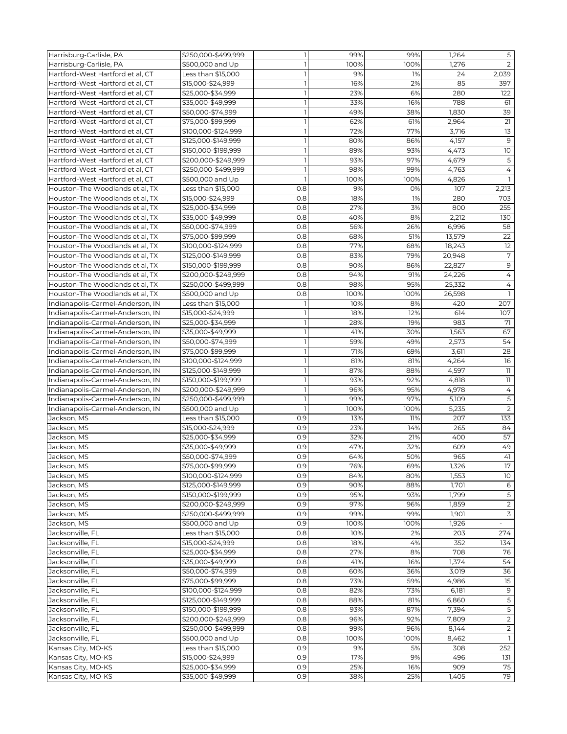| | | | | | | |
|---|---|---|---|---|---|---|
| Harrisburg-Carlisle, PA | $250,000-$499,999 | 1 | 99% | 99% | 1,264 | 5 |
| Harrisburg-Carlisle, PA | $500,000 and Up | 1 | 100% | 100% | 1,276 | 2 |
| Hartford-West Hartford et al, CT | Less than $15,000 | 1 | 9% | 1% | 24 | 2,039 |
| Hartford-West Hartford et al, CT | $15,000-$24,999 | 1 | 16% | 2% | 85 | 397 |
| Hartford-West Hartford et al, CT | $25,000-$34,999 | 1 | 23% | 6% | 280 | 122 |
| Hartford-West Hartford et al, CT | $35,000-$49,999 | 1 | 33% | 16% | 788 | 61 |
| Hartford-West Hartford et al, CT | $50,000-$74,999 | 1 | 49% | 38% | 1,830 | 39 |
| Hartford-West Hartford et al, CT | $75,000-$99,999 | 1 | 62% | 61% | 2,964 | 21 |
| Hartford-West Hartford et al, CT | $100,000-$124,999 | 1 | 72% | 77% | 3,716 | 13 |
| Hartford-West Hartford et al, CT | $125,000-$149,999 | 1 | 80% | 86% | 4,157 | 9 |
| Hartford-West Hartford et al, CT | $150,000-$199,999 | 1 | 89% | 93% | 4,473 | 10 |
| Hartford-West Hartford et al, CT | $200,000-$249,999 | 1 | 93% | 97% | 4,679 | 5 |
| Hartford-West Hartford et al, CT | $250,000-$499,999 | 1 | 98% | 99% | 4,763 | 4 |
| Hartford-West Hartford et al, CT | $500,000 and Up | 1 | 100% | 100% | 4,826 | 1 |
| Houston-The Woodlands et al, TX | Less than $15,000 | 0.8 | 9% | 0% | 107 | 2,213 |
| Houston-The Woodlands et al, TX | $15,000-$24,999 | 0.8 | 18% | 1% | 280 | 703 |
| Houston-The Woodlands et al, TX | $25,000-$34,999 | 0.8 | 27% | 3% | 800 | 255 |
| Houston-The Woodlands et al, TX | $35,000-$49,999 | 0.8 | 40% | 8% | 2,212 | 130 |
| Houston-The Woodlands et al, TX | $50,000-$74,999 | 0.8 | 56% | 26% | 6,996 | 58 |
| Houston-The Woodlands et al, TX | $75,000-$99,999 | 0.8 | 68% | 51% | 13,579 | 22 |
| Houston-The Woodlands et al, TX | $100,000-$124,999 | 0.8 | 77% | 68% | 18,243 | 12 |
| Houston-The Woodlands et al, TX | $125,000-$149,999 | 0.8 | 83% | 79% | 20,948 | 7 |
| Houston-The Woodlands et al, TX | $150,000-$199,999 | 0.8 | 90% | 86% | 22,827 | 9 |
| Houston-The Woodlands et al, TX | $200,000-$249,999 | 0.8 | 94% | 91% | 24,226 | 4 |
| Houston-The Woodlands et al, TX | $250,000-$499,999 | 0.8 | 98% | 95% | 25,332 | 4 |
| Houston-The Woodlands et al, TX | $500,000 and Up | 0.8 | 100% | 100% | 26,598 | 1 |
| Indianapolis-Carmel-Anderson, IN | Less than $15,000 | 1 | 10% | 8% | 420 | 207 |
| Indianapolis-Carmel-Anderson, IN | $15,000-$24,999 | 1 | 18% | 12% | 614 | 107 |
| Indianapolis-Carmel-Anderson, IN | $25,000-$34,999 | 1 | 28% | 19% | 983 | 71 |
| Indianapolis-Carmel-Anderson, IN | $35,000-$49,999 | 1 | 41% | 30% | 1,563 | 67 |
| Indianapolis-Carmel-Anderson, IN | $50,000-$74,999 | 1 | 59% | 49% | 2,573 | 54 |
| Indianapolis-Carmel-Anderson, IN | $75,000-$99,999 | 1 | 71% | 69% | 3,611 | 28 |
| Indianapolis-Carmel-Anderson, IN | $100,000-$124,999 | 1 | 81% | 81% | 4,264 | 16 |
| Indianapolis-Carmel-Anderson, IN | $125,000-$149,999 | 1 | 87% | 88% | 4,597 | 11 |
| Indianapolis-Carmel-Anderson, IN | $150,000-$199,999 | 1 | 93% | 92% | 4,818 | 11 |
| Indianapolis-Carmel-Anderson, IN | $200,000-$249,999 | 1 | 96% | 95% | 4,978 | 4 |
| Indianapolis-Carmel-Anderson, IN | $250,000-$499,999 | 1 | 99% | 97% | 5,109 | 5 |
| Indianapolis-Carmel-Anderson, IN | $500,000 and Up | 1 | 100% | 100% | 5,235 | 2 |
| Jackson, MS | Less than $15,000 | 0.9 | 13% | 11% | 207 | 133 |
| Jackson, MS | $15,000-$24,999 | 0.9 | 23% | 14% | 265 | 84 |
| Jackson, MS | $25,000-$34,999 | 0.9 | 32% | 21% | 400 | 57 |
| Jackson, MS | $35,000-$49,999 | 0.9 | 47% | 32% | 609 | 49 |
| Jackson, MS | $50,000-$74,999 | 0.9 | 64% | 50% | 965 | 41 |
| Jackson, MS | $75,000-$99,999 | 0.9 | 76% | 69% | 1,326 | 17 |
| Jackson, MS | $100,000-$124,999 | 0.9 | 84% | 80% | 1,553 | 10 |
| Jackson, MS | $125,000-$149,999 | 0.9 | 90% | 88% | 1,701 | 6 |
| Jackson, MS | $150,000-$199,999 | 0.9 | 95% | 93% | 1,799 | 5 |
| Jackson, MS | $200,000-$249,999 | 0.9 | 97% | 96% | 1,859 | 2 |
| Jackson, MS | $250,000-$499,999 | 0.9 | 99% | 99% | 1,901 | 3 |
| Jackson, MS | $500,000 and Up | 0.9 | 100% | 100% | 1,926 | - |
| Jacksonville, FL | Less than $15,000 | 0.8 | 10% | 2% | 203 | 274 |
| Jacksonville, FL | $15,000-$24,999 | 0.8 | 18% | 4% | 352 | 134 |
| Jacksonville, FL | $25,000-$34,999 | 0.8 | 27% | 8% | 708 | 76 |
| Jacksonville, FL | $35,000-$49,999 | 0.8 | 41% | 16% | 1,374 | 54 |
| Jacksonville, FL | $50,000-$74,999 | 0.8 | 60% | 36% | 3,019 | 36 |
| Jacksonville, FL | $75,000-$99,999 | 0.8 | 73% | 59% | 4,986 | 15 |
| Jacksonville, FL | $100,000-$124,999 | 0.8 | 82% | 73% | 6,181 | 9 |
| Jacksonville, FL | $125,000-$149,999 | 0.8 | 88% | 81% | 6,860 | 5 |
| Jacksonville, FL | $150,000-$199,999 | 0.8 | 93% | 87% | 7,394 | 5 |
| Jacksonville, FL | $200,000-$249,999 | 0.8 | 96% | 92% | 7,809 | 2 |
| Jacksonville, FL | $250,000-$499,999 | 0.8 | 99% | 96% | 8,144 | 2 |
| Jacksonville, FL | $500,000 and Up | 0.8 | 100% | 100% | 8,462 | 1 |
| Kansas City, MO-KS | Less than $15,000 | 0.9 | 9% | 5% | 308 | 252 |
| Kansas City, MO-KS | $15,000-$24,999 | 0.9 | 17% | 9% | 496 | 131 |
| Kansas City, MO-KS | $25,000-$34,999 | 0.9 | 25% | 16% | 909 | 75 |
| Kansas City, MO-KS | $35,000-$49,999 | 0.9 | 38% | 25% | 1,405 | 79 |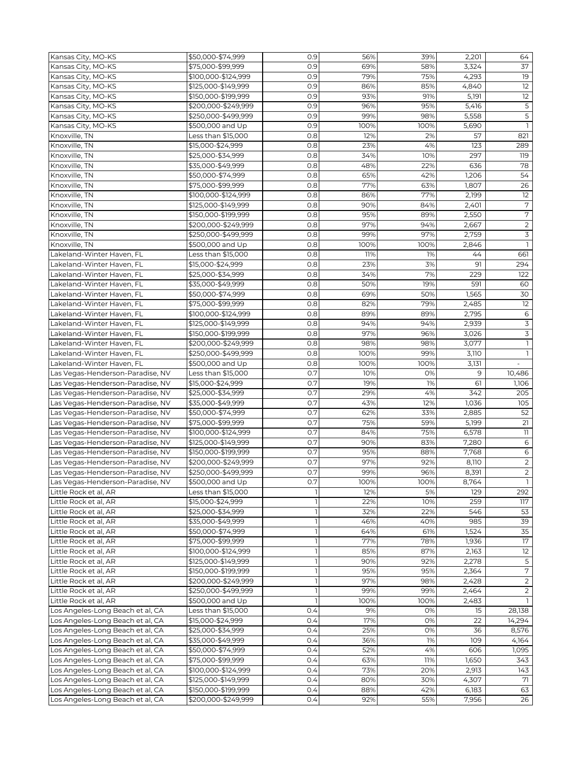| | | | | | | |
|---|---|---|---|---|---|---|
| Kansas City, MO-KS | $50,000-$74,999 | 0.9 | 56% | 39% | 2,201 | 64 |
| Kansas City, MO-KS | $75,000-$99,999 | 0.9 | 69% | 58% | 3,324 | 37 |
| Kansas City, MO-KS | $100,000-$124,999 | 0.9 | 79% | 75% | 4,293 | 19 |
| Kansas City, MO-KS | $125,000-$149,999 | 0.9 | 86% | 85% | 4,840 | 12 |
| Kansas City, MO-KS | $150,000-$199,999 | 0.9 | 93% | 91% | 5,191 | 12 |
| Kansas City, MO-KS | $200,000-$249,999 | 0.9 | 96% | 95% | 5,416 | 5 |
| Kansas City, MO-KS | $250,000-$499,999 | 0.9 | 99% | 98% | 5,558 | 5 |
| Kansas City, MO-KS | $500,000 and Up | 0.9 | 100% | 100% | 5,690 | 1 |
| Knoxville, TN | Less than $15,000 | 0.8 | 12% | 2% | 57 | 821 |
| Knoxville, TN | $15,000-$24,999 | 0.8 | 23% | 4% | 123 | 289 |
| Knoxville, TN | $25,000-$34,999 | 0.8 | 34% | 10% | 297 | 119 |
| Knoxville, TN | $35,000-$49,999 | 0.8 | 48% | 22% | 636 | 78 |
| Knoxville, TN | $50,000-$74,999 | 0.8 | 65% | 42% | 1,206 | 54 |
| Knoxville, TN | $75,000-$99,999 | 0.8 | 77% | 63% | 1,807 | 26 |
| Knoxville, TN | $100,000-$124,999 | 0.8 | 86% | 77% | 2,199 | 12 |
| Knoxville, TN | $125,000-$149,999 | 0.8 | 90% | 84% | 2,401 | 7 |
| Knoxville, TN | $150,000-$199,999 | 0.8 | 95% | 89% | 2,550 | 7 |
| Knoxville, TN | $200,000-$249,999 | 0.8 | 97% | 94% | 2,667 | 2 |
| Knoxville, TN | $250,000-$499,999 | 0.8 | 99% | 97% | 2,759 | 3 |
| Knoxville, TN | $500,000 and Up | 0.8 | 100% | 100% | 2,846 | 1 |
| Lakeland-Winter Haven, FL | Less than $15,000 | 0.8 | 11% | 1% | 44 | 661 |
| Lakeland-Winter Haven, FL | $15,000-$24,999 | 0.8 | 23% | 3% | 91 | 294 |
| Lakeland-Winter Haven, FL | $25,000-$34,999 | 0.8 | 34% | 7% | 229 | 122 |
| Lakeland-Winter Haven, FL | $35,000-$49,999 | 0.8 | 50% | 19% | 591 | 60 |
| Lakeland-Winter Haven, FL | $50,000-$74,999 | 0.8 | 69% | 50% | 1,565 | 30 |
| Lakeland-Winter Haven, FL | $75,000-$99,999 | 0.8 | 82% | 79% | 2,485 | 12 |
| Lakeland-Winter Haven, FL | $100,000-$124,999 | 0.8 | 89% | 89% | 2,795 | 6 |
| Lakeland-Winter Haven, FL | $125,000-$149,999 | 0.8 | 94% | 94% | 2,939 | 3 |
| Lakeland-Winter Haven, FL | $150,000-$199,999 | 0.8 | 97% | 96% | 3,026 | 3 |
| Lakeland-Winter Haven, FL | $200,000-$249,999 | 0.8 | 98% | 98% | 3,077 | 1 |
| Lakeland-Winter Haven, FL | $250,000-$499,999 | 0.8 | 100% | 99% | 3,110 | 1 |
| Lakeland-Winter Haven, FL | $500,000 and Up | 0.8 | 100% | 100% | 3,131 | - |
| Las Vegas-Henderson-Paradise, NV | Less than $15,000 | 0.7 | 10% | 0% | 9 | 10,486 |
| Las Vegas-Henderson-Paradise, NV | $15,000-$24,999 | 0.7 | 19% | 1% | 61 | 1,106 |
| Las Vegas-Henderson-Paradise, NV | $25,000-$34,999 | 0.7 | 29% | 4% | 342 | 205 |
| Las Vegas-Henderson-Paradise, NV | $35,000-$49,999 | 0.7 | 43% | 12% | 1,036 | 105 |
| Las Vegas-Henderson-Paradise, NV | $50,000-$74,999 | 0.7 | 62% | 33% | 2,885 | 52 |
| Las Vegas-Henderson-Paradise, NV | $75,000-$99,999 | 0.7 | 75% | 59% | 5,199 | 21 |
| Las Vegas-Henderson-Paradise, NV | $100,000-$124,999 | 0.7 | 84% | 75% | 6,578 | 11 |
| Las Vegas-Henderson-Paradise, NV | $125,000-$149,999 | 0.7 | 90% | 83% | 7,280 | 6 |
| Las Vegas-Henderson-Paradise, NV | $150,000-$199,999 | 0.7 | 95% | 88% | 7,768 | 6 |
| Las Vegas-Henderson-Paradise, NV | $200,000-$249,999 | 0.7 | 97% | 92% | 8,110 | 2 |
| Las Vegas-Henderson-Paradise, NV | $250,000-$499,999 | 0.7 | 99% | 96% | 8,391 | 2 |
| Las Vegas-Henderson-Paradise, NV | $500,000 and Up | 0.7 | 100% | 100% | 8,764 | 1 |
| Little Rock et al, AR | Less than $15,000 | 1 | 12% | 5% | 129 | 292 |
| Little Rock et al, AR | $15,000-$24,999 | 1 | 22% | 10% | 259 | 117 |
| Little Rock et al, AR | $25,000-$34,999 | 1 | 32% | 22% | 546 | 53 |
| Little Rock et al, AR | $35,000-$49,999 | 1 | 46% | 40% | 985 | 39 |
| Little Rock et al, AR | $50,000-$74,999 | 1 | 64% | 61% | 1,524 | 35 |
| Little Rock et al, AR | $75,000-$99,999 | 1 | 77% | 78% | 1,936 | 17 |
| Little Rock et al, AR | $100,000-$124,999 | 1 | 85% | 87% | 2,163 | 12 |
| Little Rock et al, AR | $125,000-$149,999 | 1 | 90% | 92% | 2,278 | 5 |
| Little Rock et al, AR | $150,000-$199,999 | 1 | 95% | 95% | 2,364 | 7 |
| Little Rock et al, AR | $200,000-$249,999 | 1 | 97% | 98% | 2,428 | 2 |
| Little Rock et al, AR | $250,000-$499,999 | 1 | 99% | 99% | 2,464 | 2 |
| Little Rock et al, AR | $500,000 and Up | 1 | 100% | 100% | 2,483 | 1 |
| Los Angeles-Long Beach et al, CA | Less than $15,000 | 0.4 | 9% | 0% | 15 | 28,138 |
| Los Angeles-Long Beach et al, CA | $15,000-$24,999 | 0.4 | 17% | 0% | 22 | 14,294 |
| Los Angeles-Long Beach et al, CA | $25,000-$34,999 | 0.4 | 25% | 0% | 36 | 8,576 |
| Los Angeles-Long Beach et al, CA | $35,000-$49,999 | 0.4 | 36% | 1% | 109 | 4,164 |
| Los Angeles-Long Beach et al, CA | $50,000-$74,999 | 0.4 | 52% | 4% | 606 | 1,095 |
| Los Angeles-Long Beach et al, CA | $75,000-$99,999 | 0.4 | 63% | 11% | 1,650 | 343 |
| Los Angeles-Long Beach et al, CA | $100,000-$124,999 | 0.4 | 73% | 20% | 2,913 | 143 |
| Los Angeles-Long Beach et al, CA | $125,000-$149,999 | 0.4 | 80% | 30% | 4,307 | 71 |
| Los Angeles-Long Beach et al, CA | $150,000-$199,999 | 0.4 | 88% | 42% | 6,183 | 63 |
| Los Angeles-Long Beach et al, CA | $200,000-$249,999 | 0.4 | 92% | 55% | 7,956 | 26 |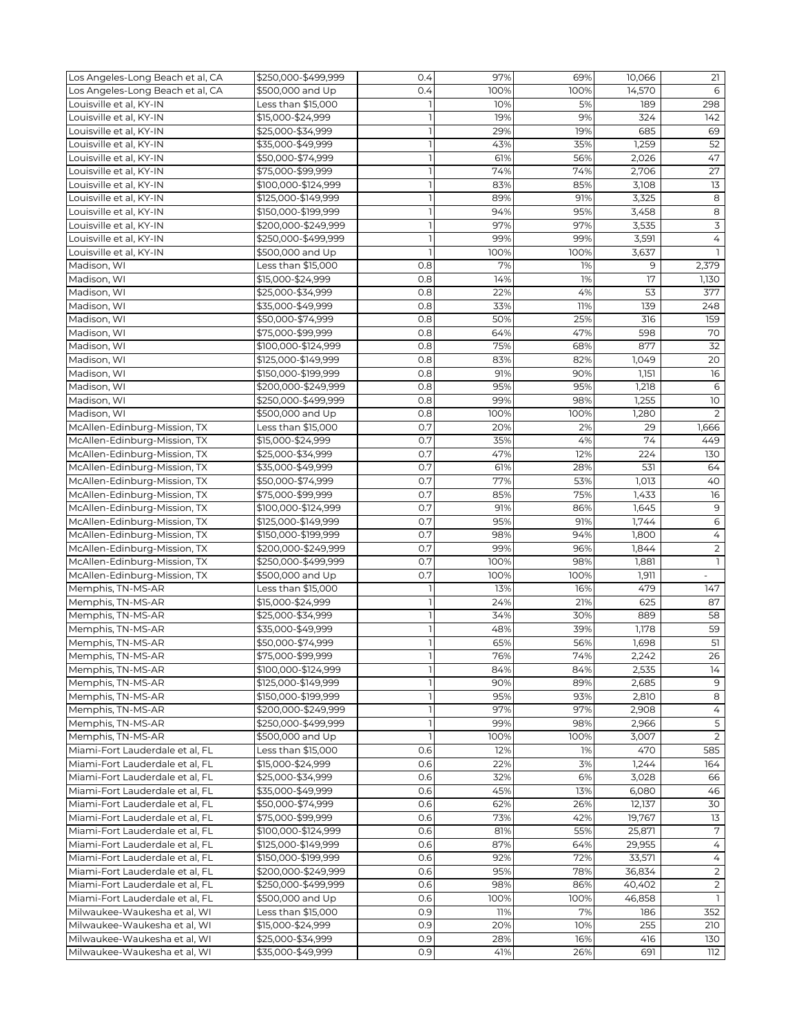| | | | | | | |
|---|---|---|---|---|---|---|
| Los Angeles-Long Beach et al, CA | $250,000-$499,999 | 0.4 | 97% | 69% | 10,066 | 21 |
| Los Angeles-Long Beach et al, CA | $500,000 and Up | 0.4 | 100% | 100% | 14,570 | 6 |
| Louisville et al, KY-IN | Less than $15,000 | 1 | 10% | 5% | 189 | 298 |
| Louisville et al, KY-IN | $15,000-$24,999 | 1 | 19% | 9% | 324 | 142 |
| Louisville et al, KY-IN | $25,000-$34,999 | 1 | 29% | 19% | 685 | 69 |
| Louisville et al, KY-IN | $35,000-$49,999 | 1 | 43% | 35% | 1,259 | 52 |
| Louisville et al, KY-IN | $50,000-$74,999 | 1 | 61% | 56% | 2,026 | 47 |
| Louisville et al, KY-IN | $75,000-$99,999 | 1 | 74% | 74% | 2,706 | 27 |
| Louisville et al, KY-IN | $100,000-$124,999 | 1 | 83% | 85% | 3,108 | 13 |
| Louisville et al, KY-IN | $125,000-$149,999 | 1 | 89% | 91% | 3,325 | 8 |
| Louisville et al, KY-IN | $150,000-$199,999 | 1 | 94% | 95% | 3,458 | 8 |
| Louisville et al, KY-IN | $200,000-$249,999 | 1 | 97% | 97% | 3,535 | 3 |
| Louisville et al, KY-IN | $250,000-$499,999 | 1 | 99% | 99% | 3,591 | 4 |
| Louisville et al, KY-IN | $500,000 and Up | 1 | 100% | 100% | 3,637 | 1 |
| Madison, WI | Less than $15,000 | 0.8 | 7% | 1% | 9 | 2,379 |
| Madison, WI | $15,000-$24,999 | 0.8 | 14% | 1% | 17 | 1,130 |
| Madison, WI | $25,000-$34,999 | 0.8 | 22% | 4% | 53 | 377 |
| Madison, WI | $35,000-$49,999 | 0.8 | 33% | 11% | 139 | 248 |
| Madison, WI | $50,000-$74,999 | 0.8 | 50% | 25% | 316 | 159 |
| Madison, WI | $75,000-$99,999 | 0.8 | 64% | 47% | 598 | 70 |
| Madison, WI | $100,000-$124,999 | 0.8 | 75% | 68% | 877 | 32 |
| Madison, WI | $125,000-$149,999 | 0.8 | 83% | 82% | 1,049 | 20 |
| Madison, WI | $150,000-$199,999 | 0.8 | 91% | 90% | 1,151 | 16 |
| Madison, WI | $200,000-$249,999 | 0.8 | 95% | 95% | 1,218 | 6 |
| Madison, WI | $250,000-$499,999 | 0.8 | 99% | 98% | 1,255 | 10 |
| Madison, WI | $500,000 and Up | 0.8 | 100% | 100% | 1,280 | 2 |
| McAllen-Edinburg-Mission, TX | Less than $15,000 | 0.7 | 20% | 2% | 29 | 1,666 |
| McAllen-Edinburg-Mission, TX | $15,000-$24,999 | 0.7 | 35% | 4% | 74 | 449 |
| McAllen-Edinburg-Mission, TX | $25,000-$34,999 | 0.7 | 47% | 12% | 224 | 130 |
| McAllen-Edinburg-Mission, TX | $35,000-$49,999 | 0.7 | 61% | 28% | 531 | 64 |
| McAllen-Edinburg-Mission, TX | $50,000-$74,999 | 0.7 | 77% | 53% | 1,013 | 40 |
| McAllen-Edinburg-Mission, TX | $75,000-$99,999 | 0.7 | 85% | 75% | 1,433 | 16 |
| McAllen-Edinburg-Mission, TX | $100,000-$124,999 | 0.7 | 91% | 86% | 1,645 | 9 |
| McAllen-Edinburg-Mission, TX | $125,000-$149,999 | 0.7 | 95% | 91% | 1,744 | 6 |
| McAllen-Edinburg-Mission, TX | $150,000-$199,999 | 0.7 | 98% | 94% | 1,800 | 4 |
| McAllen-Edinburg-Mission, TX | $200,000-$249,999 | 0.7 | 99% | 96% | 1,844 | 2 |
| McAllen-Edinburg-Mission, TX | $250,000-$499,999 | 0.7 | 100% | 98% | 1,881 | 1 |
| McAllen-Edinburg-Mission, TX | $500,000 and Up | 0.7 | 100% | 100% | 1,911 | - |
| Memphis, TN-MS-AR | Less than $15,000 | 1 | 13% | 16% | 479 | 147 |
| Memphis, TN-MS-AR | $15,000-$24,999 | 1 | 24% | 21% | 625 | 87 |
| Memphis, TN-MS-AR | $25,000-$34,999 | 1 | 34% | 30% | 889 | 58 |
| Memphis, TN-MS-AR | $35,000-$49,999 | 1 | 48% | 39% | 1,178 | 59 |
| Memphis, TN-MS-AR | $50,000-$74,999 | 1 | 65% | 56% | 1,698 | 51 |
| Memphis, TN-MS-AR | $75,000-$99,999 | 1 | 76% | 74% | 2,242 | 26 |
| Memphis, TN-MS-AR | $100,000-$124,999 | 1 | 84% | 84% | 2,535 | 14 |
| Memphis, TN-MS-AR | $125,000-$149,999 | 1 | 90% | 89% | 2,685 | 9 |
| Memphis, TN-MS-AR | $150,000-$199,999 | 1 | 95% | 93% | 2,810 | 8 |
| Memphis, TN-MS-AR | $200,000-$249,999 | 1 | 97% | 97% | 2,908 | 4 |
| Memphis, TN-MS-AR | $250,000-$499,999 | 1 | 99% | 98% | 2,966 | 5 |
| Memphis, TN-MS-AR | $500,000 and Up | 1 | 100% | 100% | 3,007 | 2 |
| Miami-Fort Lauderdale et al, FL | Less than $15,000 | 0.6 | 12% | 1% | 470 | 585 |
| Miami-Fort Lauderdale et al, FL | $15,000-$24,999 | 0.6 | 22% | 3% | 1,244 | 164 |
| Miami-Fort Lauderdale et al, FL | $25,000-$34,999 | 0.6 | 32% | 6% | 3,028 | 66 |
| Miami-Fort Lauderdale et al, FL | $35,000-$49,999 | 0.6 | 45% | 13% | 6,080 | 46 |
| Miami-Fort Lauderdale et al, FL | $50,000-$74,999 | 0.6 | 62% | 26% | 12,137 | 30 |
| Miami-Fort Lauderdale et al, FL | $75,000-$99,999 | 0.6 | 73% | 42% | 19,767 | 13 |
| Miami-Fort Lauderdale et al, FL | $100,000-$124,999 | 0.6 | 81% | 55% | 25,871 | 7 |
| Miami-Fort Lauderdale et al, FL | $125,000-$149,999 | 0.6 | 87% | 64% | 29,955 | 4 |
| Miami-Fort Lauderdale et al, FL | $150,000-$199,999 | 0.6 | 92% | 72% | 33,571 | 4 |
| Miami-Fort Lauderdale et al, FL | $200,000-$249,999 | 0.6 | 95% | 78% | 36,834 | 2 |
| Miami-Fort Lauderdale et al, FL | $250,000-$499,999 | 0.6 | 98% | 86% | 40,402 | 2 |
| Miami-Fort Lauderdale et al, FL | $500,000 and Up | 0.6 | 100% | 100% | 46,858 | 1 |
| Milwaukee-Waukesha et al, WI | Less than $15,000 | 0.9 | 11% | 7% | 186 | 352 |
| Milwaukee-Waukesha et al, WI | $15,000-$24,999 | 0.9 | 20% | 10% | 255 | 210 |
| Milwaukee-Waukesha et al, WI | $25,000-$34,999 | 0.9 | 28% | 16% | 416 | 130 |
| Milwaukee-Waukesha et al, WI | $35,000-$49,999 | 0.9 | 41% | 26% | 691 | 112 |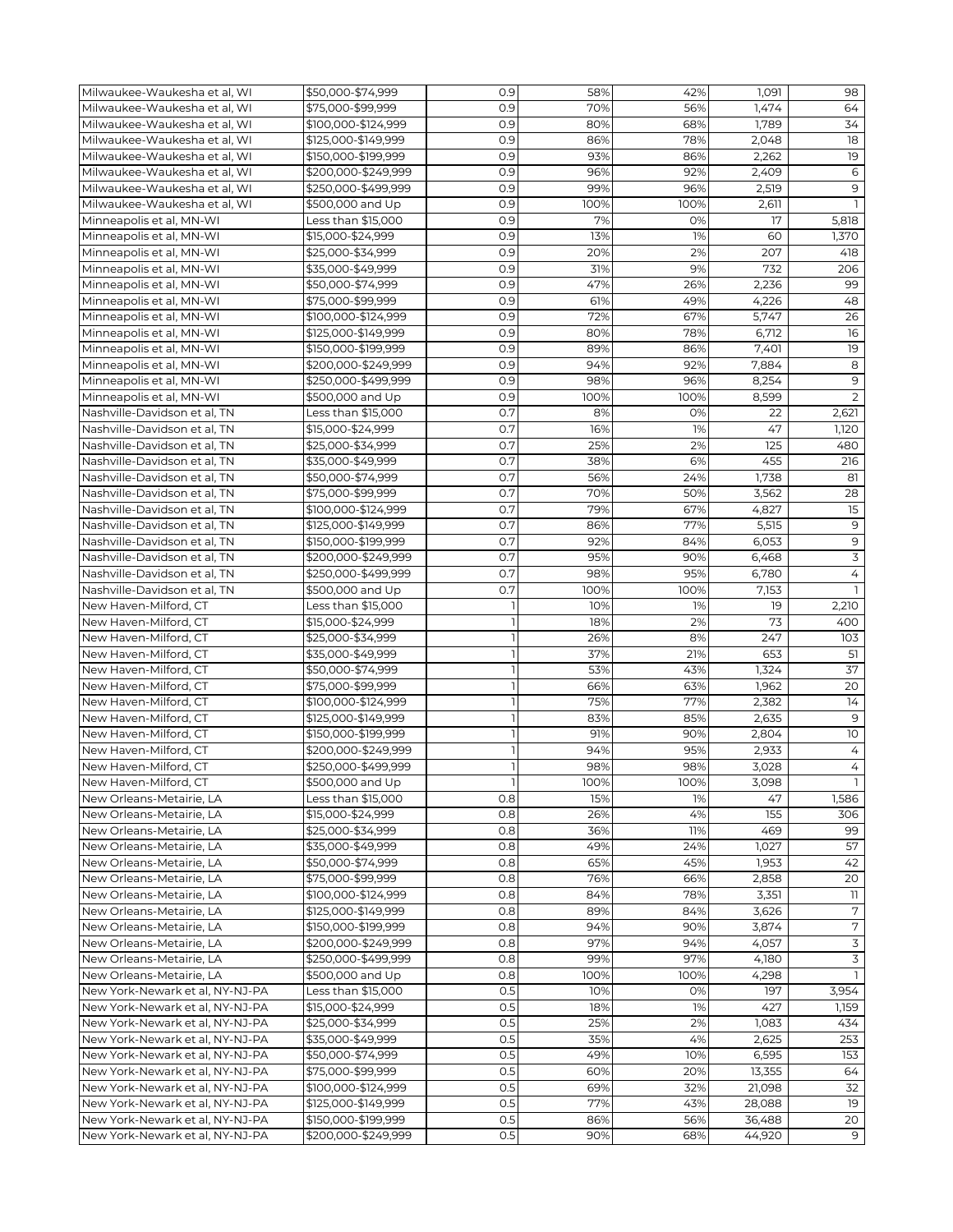| | | | | | | |
|---|---|---|---|---|---|---|
| Milwaukee-Waukesha et al, WI | $50,000-$74,999 | 0.9 | 58% | 42% | 1,091 | 98 |
| Milwaukee-Waukesha et al, WI | $75,000-$99,999 | 0.9 | 70% | 56% | 1,474 | 64 |
| Milwaukee-Waukesha et al, WI | $100,000-$124,999 | 0.9 | 80% | 68% | 1,789 | 34 |
| Milwaukee-Waukesha et al, WI | $125,000-$149,999 | 0.9 | 86% | 78% | 2,048 | 18 |
| Milwaukee-Waukesha et al, WI | $150,000-$199,999 | 0.9 | 93% | 86% | 2,262 | 19 |
| Milwaukee-Waukesha et al, WI | $200,000-$249,999 | 0.9 | 96% | 92% | 2,409 | 6 |
| Milwaukee-Waukesha et al, WI | $250,000-$499,999 | 0.9 | 99% | 96% | 2,519 | 9 |
| Milwaukee-Waukesha et al, WI | $500,000 and Up | 0.9 | 100% | 100% | 2,611 | 1 |
| Minneapolis et al, MN-WI | Less than $15,000 | 0.9 | 7% | 0% | 17 | 5,818 |
| Minneapolis et al, MN-WI | $15,000-$24,999 | 0.9 | 13% | 1% | 60 | 1,370 |
| Minneapolis et al, MN-WI | $25,000-$34,999 | 0.9 | 20% | 2% | 207 | 418 |
| Minneapolis et al, MN-WI | $35,000-$49,999 | 0.9 | 31% | 9% | 732 | 206 |
| Minneapolis et al, MN-WI | $50,000-$74,999 | 0.9 | 47% | 26% | 2,236 | 99 |
| Minneapolis et al, MN-WI | $75,000-$99,999 | 0.9 | 61% | 49% | 4,226 | 48 |
| Minneapolis et al, MN-WI | $100,000-$124,999 | 0.9 | 72% | 67% | 5,747 | 26 |
| Minneapolis et al, MN-WI | $125,000-$149,999 | 0.9 | 80% | 78% | 6,712 | 16 |
| Minneapolis et al, MN-WI | $150,000-$199,999 | 0.9 | 89% | 86% | 7,401 | 19 |
| Minneapolis et al, MN-WI | $200,000-$249,999 | 0.9 | 94% | 92% | 7,884 | 8 |
| Minneapolis et al, MN-WI | $250,000-$499,999 | 0.9 | 98% | 96% | 8,254 | 9 |
| Minneapolis et al, MN-WI | $500,000 and Up | 0.9 | 100% | 100% | 8,599 | 2 |
| Nashville-Davidson et al, TN | Less than $15,000 | 0.7 | 8% | 0% | 22 | 2,621 |
| Nashville-Davidson et al, TN | $15,000-$24,999 | 0.7 | 16% | 1% | 47 | 1,120 |
| Nashville-Davidson et al, TN | $25,000-$34,999 | 0.7 | 25% | 2% | 125 | 480 |
| Nashville-Davidson et al, TN | $35,000-$49,999 | 0.7 | 38% | 6% | 455 | 216 |
| Nashville-Davidson et al, TN | $50,000-$74,999 | 0.7 | 56% | 24% | 1,738 | 81 |
| Nashville-Davidson et al, TN | $75,000-$99,999 | 0.7 | 70% | 50% | 3,562 | 28 |
| Nashville-Davidson et al, TN | $100,000-$124,999 | 0.7 | 79% | 67% | 4,827 | 15 |
| Nashville-Davidson et al, TN | $125,000-$149,999 | 0.7 | 86% | 77% | 5,515 | 9 |
| Nashville-Davidson et al, TN | $150,000-$199,999 | 0.7 | 92% | 84% | 6,053 | 9 |
| Nashville-Davidson et al, TN | $200,000-$249,999 | 0.7 | 95% | 90% | 6,468 | 3 |
| Nashville-Davidson et al, TN | $250,000-$499,999 | 0.7 | 98% | 95% | 6,780 | 4 |
| Nashville-Davidson et al, TN | $500,000 and Up | 0.7 | 100% | 100% | 7,153 | 1 |
| New Haven-Milford, CT | Less than $15,000 | 1 | 10% | 1% | 19 | 2,210 |
| New Haven-Milford, CT | $15,000-$24,999 | 1 | 18% | 2% | 73 | 400 |
| New Haven-Milford, CT | $25,000-$34,999 | 1 | 26% | 8% | 247 | 103 |
| New Haven-Milford, CT | $35,000-$49,999 | 1 | 37% | 21% | 653 | 51 |
| New Haven-Milford, CT | $50,000-$74,999 | 1 | 53% | 43% | 1,324 | 37 |
| New Haven-Milford, CT | $75,000-$99,999 | 1 | 66% | 63% | 1,962 | 20 |
| New Haven-Milford, CT | $100,000-$124,999 | 1 | 75% | 77% | 2,382 | 14 |
| New Haven-Milford, CT | $125,000-$149,999 | 1 | 83% | 85% | 2,635 | 9 |
| New Haven-Milford, CT | $150,000-$199,999 | 1 | 91% | 90% | 2,804 | 10 |
| New Haven-Milford, CT | $200,000-$249,999 | 1 | 94% | 95% | 2,933 | 4 |
| New Haven-Milford, CT | $250,000-$499,999 | 1 | 98% | 98% | 3,028 | 4 |
| New Haven-Milford, CT | $500,000 and Up | 1 | 100% | 100% | 3,098 | 1 |
| New Orleans-Metairie, LA | Less than $15,000 | 0.8 | 15% | 1% | 47 | 1,586 |
| New Orleans-Metairie, LA | $15,000-$24,999 | 0.8 | 26% | 4% | 155 | 306 |
| New Orleans-Metairie, LA | $25,000-$34,999 | 0.8 | 36% | 11% | 469 | 99 |
| New Orleans-Metairie, LA | $35,000-$49,999 | 0.8 | 49% | 24% | 1,027 | 57 |
| New Orleans-Metairie, LA | $50,000-$74,999 | 0.8 | 65% | 45% | 1,953 | 42 |
| New Orleans-Metairie, LA | $75,000-$99,999 | 0.8 | 76% | 66% | 2,858 | 20 |
| New Orleans-Metairie, LA | $100,000-$124,999 | 0.8 | 84% | 78% | 3,351 | 11 |
| New Orleans-Metairie, LA | $125,000-$149,999 | 0.8 | 89% | 84% | 3,626 | 7 |
| New Orleans-Metairie, LA | $150,000-$199,999 | 0.8 | 94% | 90% | 3,874 | 7 |
| New Orleans-Metairie, LA | $200,000-$249,999 | 0.8 | 97% | 94% | 4,057 | 3 |
| New Orleans-Metairie, LA | $250,000-$499,999 | 0.8 | 99% | 97% | 4,180 | 3 |
| New Orleans-Metairie, LA | $500,000 and Up | 0.8 | 100% | 100% | 4,298 | 1 |
| New York-Newark et al, NY-NJ-PA | Less than $15,000 | 0.5 | 10% | 0% | 197 | 3,954 |
| New York-Newark et al, NY-NJ-PA | $15,000-$24,999 | 0.5 | 18% | 1% | 427 | 1,159 |
| New York-Newark et al, NY-NJ-PA | $25,000-$34,999 | 0.5 | 25% | 2% | 1,083 | 434 |
| New York-Newark et al, NY-NJ-PA | $35,000-$49,999 | 0.5 | 35% | 4% | 2,625 | 253 |
| New York-Newark et al, NY-NJ-PA | $50,000-$74,999 | 0.5 | 49% | 10% | 6,595 | 153 |
| New York-Newark et al, NY-NJ-PA | $75,000-$99,999 | 0.5 | 60% | 20% | 13,355 | 64 |
| New York-Newark et al, NY-NJ-PA | $100,000-$124,999 | 0.5 | 69% | 32% | 21,098 | 32 |
| New York-Newark et al, NY-NJ-PA | $125,000-$149,999 | 0.5 | 77% | 43% | 28,088 | 19 |
| New York-Newark et al, NY-NJ-PA | $150,000-$199,999 | 0.5 | 86% | 56% | 36,488 | 20 |
| New York-Newark et al, NY-NJ-PA | $200,000-$249,999 | 0.5 | 90% | 68% | 44,920 | 9 |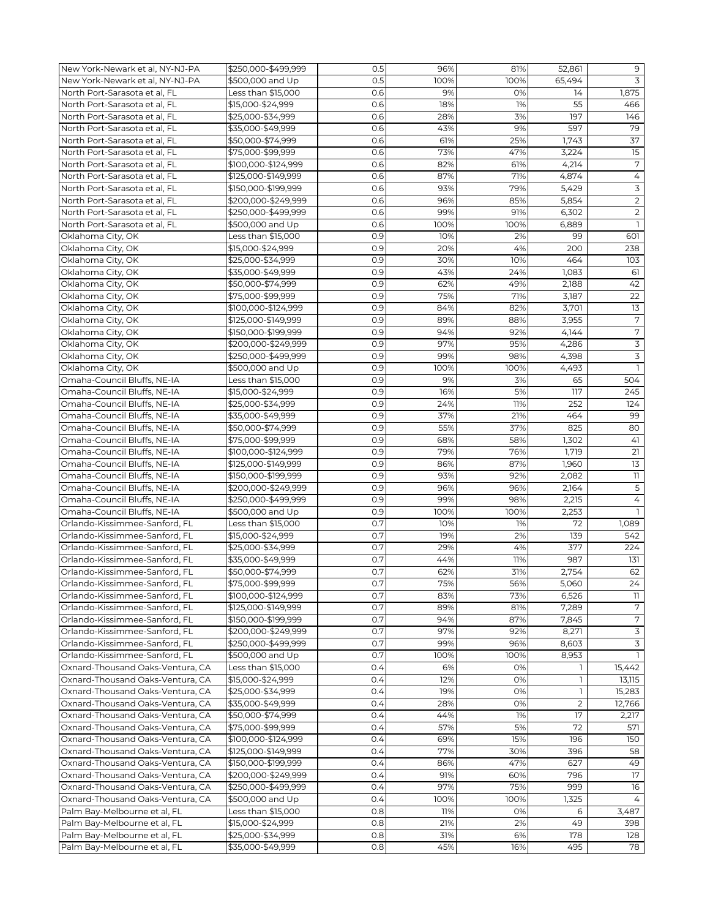| | | | | | | |
|---|---|---|---|---|---|---|
| New York-Newark et al, NY-NJ-PA | $250,000-$499,999 | 0.5 | 96% | 81% | 52,861 | 9 |
| New York-Newark et al, NY-NJ-PA | $500,000 and Up | 0.5 | 100% | 100% | 65,494 | 3 |
| North Port-Sarasota et al, FL | Less than $15,000 | 0.6 | 9% | 0% | 14 | 1,875 |
| North Port-Sarasota et al, FL | $15,000-$24,999 | 0.6 | 18% | 1% | 55 | 466 |
| North Port-Sarasota et al, FL | $25,000-$34,999 | 0.6 | 28% | 3% | 197 | 146 |
| North Port-Sarasota et al, FL | $35,000-$49,999 | 0.6 | 43% | 9% | 597 | 79 |
| North Port-Sarasota et al, FL | $50,000-$74,999 | 0.6 | 61% | 25% | 1,743 | 37 |
| North Port-Sarasota et al, FL | $75,000-$99,999 | 0.6 | 73% | 47% | 3,224 | 15 |
| North Port-Sarasota et al, FL | $100,000-$124,999 | 0.6 | 82% | 61% | 4,214 | 7 |
| North Port-Sarasota et al, FL | $125,000-$149,999 | 0.6 | 87% | 71% | 4,874 | 4 |
| North Port-Sarasota et al, FL | $150,000-$199,999 | 0.6 | 93% | 79% | 5,429 | 3 |
| North Port-Sarasota et al, FL | $200,000-$249,999 | 0.6 | 96% | 85% | 5,854 | 2 |
| North Port-Sarasota et al, FL | $250,000-$499,999 | 0.6 | 99% | 91% | 6,302 | 2 |
| North Port-Sarasota et al, FL | $500,000 and Up | 0.6 | 100% | 100% | 6,889 | 1 |
| Oklahoma City, OK | Less than $15,000 | 0.9 | 10% | 2% | 99 | 601 |
| Oklahoma City, OK | $15,000-$24,999 | 0.9 | 20% | 4% | 200 | 238 |
| Oklahoma City, OK | $25,000-$34,999 | 0.9 | 30% | 10% | 464 | 103 |
| Oklahoma City, OK | $35,000-$49,999 | 0.9 | 43% | 24% | 1,083 | 61 |
| Oklahoma City, OK | $50,000-$74,999 | 0.9 | 62% | 49% | 2,188 | 42 |
| Oklahoma City, OK | $75,000-$99,999 | 0.9 | 75% | 71% | 3,187 | 22 |
| Oklahoma City, OK | $100,000-$124,999 | 0.9 | 84% | 82% | 3,701 | 13 |
| Oklahoma City, OK | $125,000-$149,999 | 0.9 | 89% | 88% | 3,955 | 7 |
| Oklahoma City, OK | $150,000-$199,999 | 0.9 | 94% | 92% | 4,144 | 7 |
| Oklahoma City, OK | $200,000-$249,999 | 0.9 | 97% | 95% | 4,286 | 3 |
| Oklahoma City, OK | $250,000-$499,999 | 0.9 | 99% | 98% | 4,398 | 3 |
| Oklahoma City, OK | $500,000 and Up | 0.9 | 100% | 100% | 4,493 | 1 |
| Omaha-Council Bluffs, NE-IA | Less than $15,000 | 0.9 | 9% | 3% | 65 | 504 |
| Omaha-Council Bluffs, NE-IA | $15,000-$24,999 | 0.9 | 16% | 5% | 117 | 245 |
| Omaha-Council Bluffs, NE-IA | $25,000-$34,999 | 0.9 | 24% | 11% | 252 | 124 |
| Omaha-Council Bluffs, NE-IA | $35,000-$49,999 | 0.9 | 37% | 21% | 464 | 99 |
| Omaha-Council Bluffs, NE-IA | $50,000-$74,999 | 0.9 | 55% | 37% | 825 | 80 |
| Omaha-Council Bluffs, NE-IA | $75,000-$99,999 | 0.9 | 68% | 58% | 1,302 | 41 |
| Omaha-Council Bluffs, NE-IA | $100,000-$124,999 | 0.9 | 79% | 76% | 1,719 | 21 |
| Omaha-Council Bluffs, NE-IA | $125,000-$149,999 | 0.9 | 86% | 87% | 1,960 | 13 |
| Omaha-Council Bluffs, NE-IA | $150,000-$199,999 | 0.9 | 93% | 92% | 2,082 | 11 |
| Omaha-Council Bluffs, NE-IA | $200,000-$249,999 | 0.9 | 96% | 96% | 2,164 | 5 |
| Omaha-Council Bluffs, NE-IA | $250,000-$499,999 | 0.9 | 99% | 98% | 2,215 | 4 |
| Omaha-Council Bluffs, NE-IA | $500,000 and Up | 0.9 | 100% | 100% | 2,253 | 1 |
| Orlando-Kissimmee-Sanford, FL | Less than $15,000 | 0.7 | 10% | 1% | 72 | 1,089 |
| Orlando-Kissimmee-Sanford, FL | $15,000-$24,999 | 0.7 | 19% | 2% | 139 | 542 |
| Orlando-Kissimmee-Sanford, FL | $25,000-$34,999 | 0.7 | 29% | 4% | 377 | 224 |
| Orlando-Kissimmee-Sanford, FL | $35,000-$49,999 | 0.7 | 44% | 11% | 987 | 131 |
| Orlando-Kissimmee-Sanford, FL | $50,000-$74,999 | 0.7 | 62% | 31% | 2,754 | 62 |
| Orlando-Kissimmee-Sanford, FL | $75,000-$99,999 | 0.7 | 75% | 56% | 5,060 | 24 |
| Orlando-Kissimmee-Sanford, FL | $100,000-$124,999 | 0.7 | 83% | 73% | 6,526 | 11 |
| Orlando-Kissimmee-Sanford, FL | $125,000-$149,999 | 0.7 | 89% | 81% | 7,289 | 7 |
| Orlando-Kissimmee-Sanford, FL | $150,000-$199,999 | 0.7 | 94% | 87% | 7,845 | 7 |
| Orlando-Kissimmee-Sanford, FL | $200,000-$249,999 | 0.7 | 97% | 92% | 8,271 | 3 |
| Orlando-Kissimmee-Sanford, FL | $250,000-$499,999 | 0.7 | 99% | 96% | 8,603 | 3 |
| Orlando-Kissimmee-Sanford, FL | $500,000 and Up | 0.7 | 100% | 100% | 8,953 | 1 |
| Oxnard-Thousand Oaks-Ventura, CA | Less than $15,000 | 0.4 | 6% | 0% | 1 | 15,442 |
| Oxnard-Thousand Oaks-Ventura, CA | $15,000-$24,999 | 0.4 | 12% | 0% | 1 | 13,115 |
| Oxnard-Thousand Oaks-Ventura, CA | $25,000-$34,999 | 0.4 | 19% | 0% | 1 | 15,283 |
| Oxnard-Thousand Oaks-Ventura, CA | $35,000-$49,999 | 0.4 | 28% | 0% | 2 | 12,766 |
| Oxnard-Thousand Oaks-Ventura, CA | $50,000-$74,999 | 0.4 | 44% | 1% | 17 | 2,217 |
| Oxnard-Thousand Oaks-Ventura, CA | $75,000-$99,999 | 0.4 | 57% | 5% | 72 | 571 |
| Oxnard-Thousand Oaks-Ventura, CA | $100,000-$124,999 | 0.4 | 69% | 15% | 196 | 150 |
| Oxnard-Thousand Oaks-Ventura, CA | $125,000-$149,999 | 0.4 | 77% | 30% | 396 | 58 |
| Oxnard-Thousand Oaks-Ventura, CA | $150,000-$199,999 | 0.4 | 86% | 47% | 627 | 49 |
| Oxnard-Thousand Oaks-Ventura, CA | $200,000-$249,999 | 0.4 | 91% | 60% | 796 | 17 |
| Oxnard-Thousand Oaks-Ventura, CA | $250,000-$499,999 | 0.4 | 97% | 75% | 999 | 16 |
| Oxnard-Thousand Oaks-Ventura, CA | $500,000 and Up | 0.4 | 100% | 100% | 1,325 | 4 |
| Palm Bay-Melbourne et al, FL | Less than $15,000 | 0.8 | 11% | 0% | 6 | 3,487 |
| Palm Bay-Melbourne et al, FL | $15,000-$24,999 | 0.8 | 21% | 2% | 49 | 398 |
| Palm Bay-Melbourne et al, FL | $25,000-$34,999 | 0.8 | 31% | 6% | 178 | 128 |
| Palm Bay-Melbourne et al, FL | $35,000-$49,999 | 0.8 | 45% | 16% | 495 | 78 |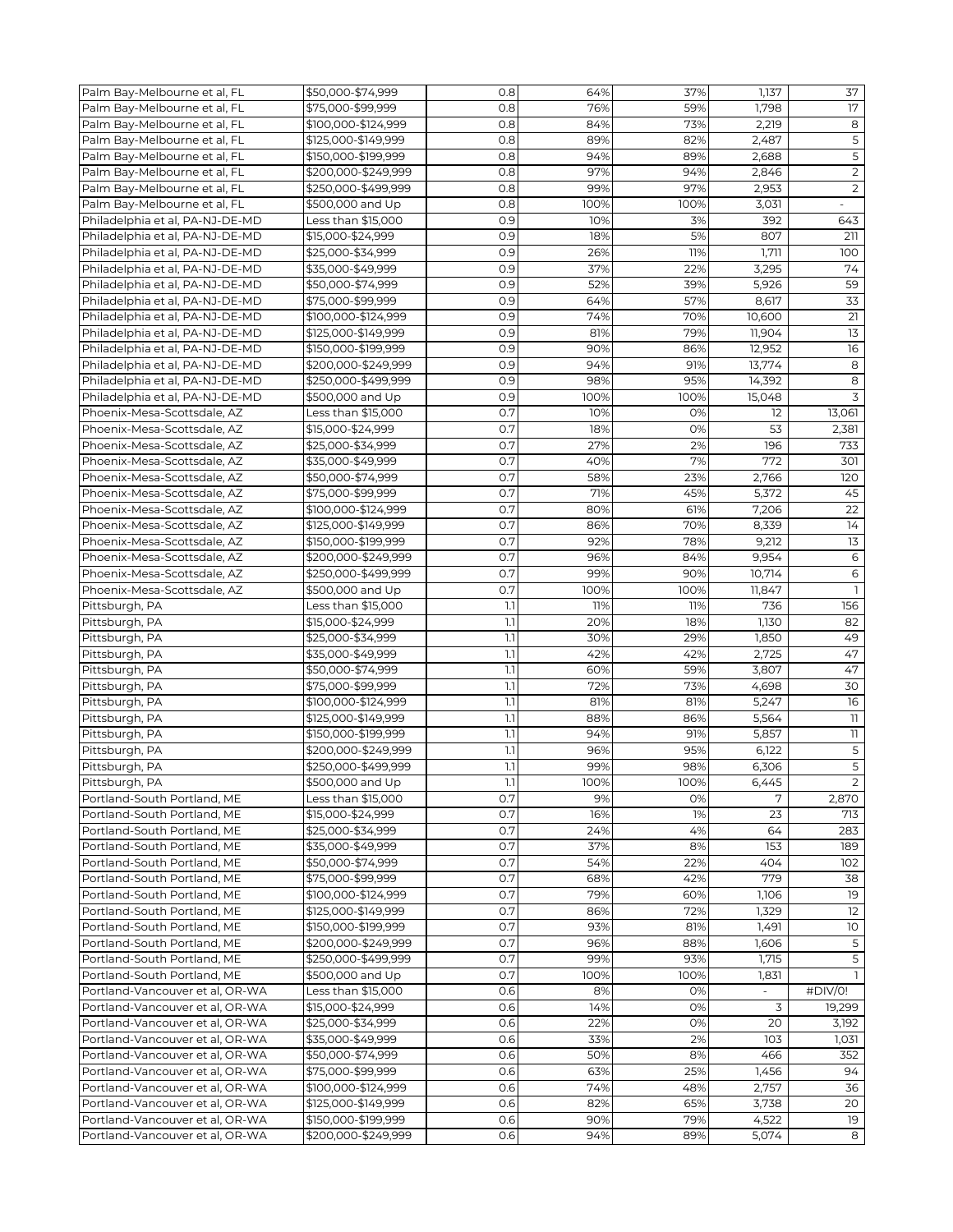| | | | | | | |
|---|---|---|---|---|---|---|
| Palm Bay-Melbourne et al, FL | \$50,000-\$74,999 | 0.8 | 64% | 37% | 1,137 | 37 |
| Palm Bay-Melbourne et al, FL | \$75,000-\$99,999 | 0.8 | 76% | 59% | 1,798 | 17 |
| Palm Bay-Melbourne et al, FL | \$100,000-\$124,999 | 0.8 | 84% | 73% | 2,219 | 8 |
| Palm Bay-Melbourne et al, FL | \$125,000-\$149,999 | 0.8 | 89% | 82% | 2,487 | 5 |
| Palm Bay-Melbourne et al, FL | \$150,000-\$199,999 | 0.8 | 94% | 89% | 2,688 | 5 |
| Palm Bay-Melbourne et al, FL | \$200,000-\$249,999 | 0.8 | 97% | 94% | 2,846 | 2 |
| Palm Bay-Melbourne et al, FL | \$250,000-\$499,999 | 0.8 | 99% | 97% | 2,953 | 2 |
| Palm Bay-Melbourne et al, FL | \$500,000 and Up | 0.8 | 100% | 100% | 3,031 | - |
| Philadelphia et al, PA-NJ-DE-MD | Less than \$15,000 | 0.9 | 10% | 3% | 392 | 643 |
| Philadelphia et al, PA-NJ-DE-MD | \$15,000-\$24,999 | 0.9 | 18% | 5% | 807 | 211 |
| Philadelphia et al, PA-NJ-DE-MD | \$25,000-\$34,999 | 0.9 | 26% | 11% | 1,711 | 100 |
| Philadelphia et al, PA-NJ-DE-MD | \$35,000-\$49,999 | 0.9 | 37% | 22% | 3,295 | 74 |
| Philadelphia et al, PA-NJ-DE-MD | \$50,000-\$74,999 | 0.9 | 52% | 39% | 5,926 | 59 |
| Philadelphia et al, PA-NJ-DE-MD | \$75,000-\$99,999 | 0.9 | 64% | 57% | 8,617 | 33 |
| Philadelphia et al, PA-NJ-DE-MD | \$100,000-\$124,999 | 0.9 | 74% | 70% | 10,600 | 21 |
| Philadelphia et al, PA-NJ-DE-MD | \$125,000-\$149,999 | 0.9 | 81% | 79% | 11,904 | 13 |
| Philadelphia et al, PA-NJ-DE-MD | \$150,000-\$199,999 | 0.9 | 90% | 86% | 12,952 | 16 |
| Philadelphia et al, PA-NJ-DE-MD | \$200,000-\$249,999 | 0.9 | 94% | 91% | 13,774 | 8 |
| Philadelphia et al, PA-NJ-DE-MD | \$250,000-\$499,999 | 0.9 | 98% | 95% | 14,392 | 8 |
| Philadelphia et al, PA-NJ-DE-MD | \$500,000 and Up | 0.9 | 100% | 100% | 15,048 | 3 |
| Phoenix-Mesa-Scottsdale, AZ | Less than \$15,000 | 0.7 | 10% | 0% | 12 | 13,061 |
| Phoenix-Mesa-Scottsdale, AZ | \$15,000-\$24,999 | 0.7 | 18% | 0% | 53 | 2,381 |
| Phoenix-Mesa-Scottsdale, AZ | \$25,000-\$34,999 | 0.7 | 27% | 2% | 196 | 733 |
| Phoenix-Mesa-Scottsdale, AZ | \$35,000-\$49,999 | 0.7 | 40% | 7% | 772 | 301 |
| Phoenix-Mesa-Scottsdale, AZ | \$50,000-\$74,999 | 0.7 | 58% | 23% | 2,766 | 120 |
| Phoenix-Mesa-Scottsdale, AZ | \$75,000-\$99,999 | 0.7 | 71% | 45% | 5,372 | 45 |
| Phoenix-Mesa-Scottsdale, AZ | \$100,000-\$124,999 | 0.7 | 80% | 61% | 7,206 | 22 |
| Phoenix-Mesa-Scottsdale, AZ | \$125,000-\$149,999 | 0.7 | 86% | 70% | 8,339 | 14 |
| Phoenix-Mesa-Scottsdale, AZ | \$150,000-\$199,999 | 0.7 | 92% | 78% | 9,212 | 13 |
| Phoenix-Mesa-Scottsdale, AZ | \$200,000-\$249,999 | 0.7 | 96% | 84% | 9,954 | 6 |
| Phoenix-Mesa-Scottsdale, AZ | \$250,000-\$499,999 | 0.7 | 99% | 90% | 10,714 | 6 |
| Phoenix-Mesa-Scottsdale, AZ | \$500,000 and Up | 0.7 | 100% | 100% | 11,847 | 1 |
| Pittsburgh, PA | Less than \$15,000 | 1.1 | 11% | 11% | 736 | 156 |
| Pittsburgh, PA | \$15,000-\$24,999 | 1.1 | 20% | 18% | 1,130 | 82 |
| Pittsburgh, PA | \$25,000-\$34,999 | 1.1 | 30% | 29% | 1,850 | 49 |
| Pittsburgh, PA | \$35,000-\$49,999 | 1.1 | 42% | 42% | 2,725 | 47 |
| Pittsburgh, PA | \$50,000-\$74,999 | 1.1 | 60% | 59% | 3,807 | 47 |
| Pittsburgh, PA | \$75,000-\$99,999 | 1.1 | 72% | 73% | 4,698 | 30 |
| Pittsburgh, PA | \$100,000-\$124,999 | 1.1 | 81% | 81% | 5,247 | 16 |
| Pittsburgh, PA | \$125,000-\$149,999 | 1.1 | 88% | 86% | 5,564 | 11 |
| Pittsburgh, PA | \$150,000-\$199,999 | 1.1 | 94% | 91% | 5,857 | 11 |
| Pittsburgh, PA | \$200,000-\$249,999 | 1.1 | 96% | 95% | 6,122 | 5 |
| Pittsburgh, PA | \$250,000-\$499,999 | 1.1 | 99% | 98% | 6,306 | 5 |
| Pittsburgh, PA | \$500,000 and Up | 1.1 | 100% | 100% | 6,445 | 2 |
| Portland-South Portland, ME | Less than \$15,000 | 0.7 | 9% | 0% | 7 | 2,870 |
| Portland-South Portland, ME | \$15,000-\$24,999 | 0.7 | 16% | 1% | 23 | 713 |
| Portland-South Portland, ME | \$25,000-\$34,999 | 0.7 | 24% | 4% | 64 | 283 |
| Portland-South Portland, ME | \$35,000-\$49,999 | 0.7 | 37% | 8% | 153 | 189 |
| Portland-South Portland, ME | \$50,000-\$74,999 | 0.7 | 54% | 22% | 404 | 102 |
| Portland-South Portland, ME | \$75,000-\$99,999 | 0.7 | 68% | 42% | 779 | 38 |
| Portland-South Portland, ME | \$100,000-\$124,999 | 0.7 | 79% | 60% | 1,106 | 19 |
| Portland-South Portland, ME | \$125,000-\$149,999 | 0.7 | 86% | 72% | 1,329 | 12 |
| Portland-South Portland, ME | \$150,000-\$199,999 | 0.7 | 93% | 81% | 1,491 | 10 |
| Portland-South Portland, ME | \$200,000-\$249,999 | 0.7 | 96% | 88% | 1,606 | 5 |
| Portland-South Portland, ME | \$250,000-\$499,999 | 0.7 | 99% | 93% | 1,715 | 5 |
| Portland-South Portland, ME | \$500,000 and Up | 0.7 | 100% | 100% | 1,831 | 1 |
| Portland-Vancouver et al, OR-WA | Less than \$15,000 | 0.6 | 8% | 0% | - | #DIV/0! |
| Portland-Vancouver et al, OR-WA | \$15,000-\$24,999 | 0.6 | 14% | 0% | 3 | 19,299 |
| Portland-Vancouver et al, OR-WA | \$25,000-\$34,999 | 0.6 | 22% | 0% | 20 | 3,192 |
| Portland-Vancouver et al, OR-WA | \$35,000-\$49,999 | 0.6 | 33% | 2% | 103 | 1,031 |
| Portland-Vancouver et al, OR-WA | \$50,000-\$74,999 | 0.6 | 50% | 8% | 466 | 352 |
| Portland-Vancouver et al, OR-WA | \$75,000-\$99,999 | 0.6 | 63% | 25% | 1,456 | 94 |
| Portland-Vancouver et al, OR-WA | \$100,000-\$124,999 | 0.6 | 74% | 48% | 2,757 | 36 |
| Portland-Vancouver et al, OR-WA | \$125,000-\$149,999 | 0.6 | 82% | 65% | 3,738 | 20 |
| Portland-Vancouver et al, OR-WA | \$150,000-\$199,999 | 0.6 | 90% | 79% | 4,522 | 19 |
| Portland-Vancouver et al, OR-WA | \$200,000-\$249,999 | 0.6 | 94% | 89% | 5,074 | 8 |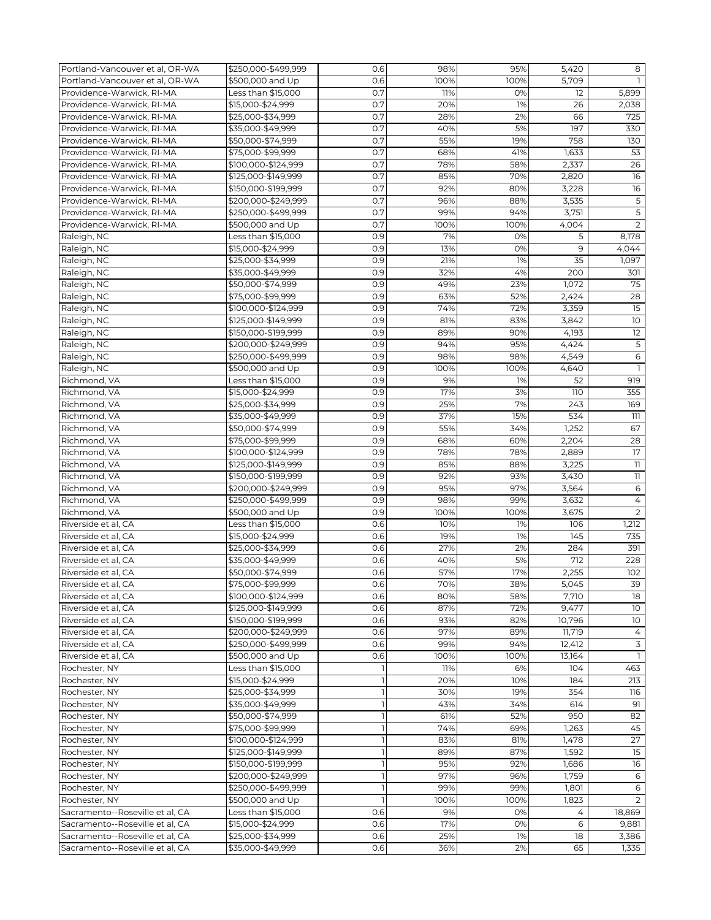| | | | | | | |
|---|---|---|---|---|---|---|
| Portland-Vancouver et al, OR-WA | $250,000-$499,999 | 0.6 | 98% | 95% | 5,420 | 8 |
| Portland-Vancouver et al, OR-WA | $500,000 and Up | 0.6 | 100% | 100% | 5,709 | 1 |
| Providence-Warwick, RI-MA | Less than $15,000 | 0.7 | 11% | 0% | 12 | 5,899 |
| Providence-Warwick, RI-MA | $15,000-$24,999 | 0.7 | 20% | 1% | 26 | 2,038 |
| Providence-Warwick, RI-MA | $25,000-$34,999 | 0.7 | 28% | 2% | 66 | 725 |
| Providence-Warwick, RI-MA | $35,000-$49,999 | 0.7 | 40% | 5% | 197 | 330 |
| Providence-Warwick, RI-MA | $50,000-$74,999 | 0.7 | 55% | 19% | 758 | 130 |
| Providence-Warwick, RI-MA | $75,000-$99,999 | 0.7 | 68% | 41% | 1,633 | 53 |
| Providence-Warwick, RI-MA | $100,000-$124,999 | 0.7 | 78% | 58% | 2,337 | 26 |
| Providence-Warwick, RI-MA | $125,000-$149,999 | 0.7 | 85% | 70% | 2,820 | 16 |
| Providence-Warwick, RI-MA | $150,000-$199,999 | 0.7 | 92% | 80% | 3,228 | 16 |
| Providence-Warwick, RI-MA | $200,000-$249,999 | 0.7 | 96% | 88% | 3,535 | 5 |
| Providence-Warwick, RI-MA | $250,000-$499,999 | 0.7 | 99% | 94% | 3,751 | 5 |
| Providence-Warwick, RI-MA | $500,000 and Up | 0.7 | 100% | 100% | 4,004 | 2 |
| Raleigh, NC | Less than $15,000 | 0.9 | 7% | 0% | 5 | 8,178 |
| Raleigh, NC | $15,000-$24,999 | 0.9 | 13% | 0% | 9 | 4,044 |
| Raleigh, NC | $25,000-$34,999 | 0.9 | 21% | 1% | 35 | 1,097 |
| Raleigh, NC | $35,000-$49,999 | 0.9 | 32% | 4% | 200 | 301 |
| Raleigh, NC | $50,000-$74,999 | 0.9 | 49% | 23% | 1,072 | 75 |
| Raleigh, NC | $75,000-$99,999 | 0.9 | 63% | 52% | 2,424 | 28 |
| Raleigh, NC | $100,000-$124,999 | 0.9 | 74% | 72% | 3,359 | 15 |
| Raleigh, NC | $125,000-$149,999 | 0.9 | 81% | 83% | 3,842 | 10 |
| Raleigh, NC | $150,000-$199,999 | 0.9 | 89% | 90% | 4,193 | 12 |
| Raleigh, NC | $200,000-$249,999 | 0.9 | 94% | 95% | 4,424 | 5 |
| Raleigh, NC | $250,000-$499,999 | 0.9 | 98% | 98% | 4,549 | 6 |
| Raleigh, NC | $500,000 and Up | 0.9 | 100% | 100% | 4,640 | 1 |
| Richmond, VA | Less than $15,000 | 0.9 | 9% | 1% | 52 | 919 |
| Richmond, VA | $15,000-$24,999 | 0.9 | 17% | 3% | 110 | 355 |
| Richmond, VA | $25,000-$34,999 | 0.9 | 25% | 7% | 243 | 169 |
| Richmond, VA | $35,000-$49,999 | 0.9 | 37% | 15% | 534 | 111 |
| Richmond, VA | $50,000-$74,999 | 0.9 | 55% | 34% | 1,252 | 67 |
| Richmond, VA | $75,000-$99,999 | 0.9 | 68% | 60% | 2,204 | 28 |
| Richmond, VA | $100,000-$124,999 | 0.9 | 78% | 78% | 2,889 | 17 |
| Richmond, VA | $125,000-$149,999 | 0.9 | 85% | 88% | 3,225 | 11 |
| Richmond, VA | $150,000-$199,999 | 0.9 | 92% | 93% | 3,430 | 11 |
| Richmond, VA | $200,000-$249,999 | 0.9 | 95% | 97% | 3,564 | 6 |
| Richmond, VA | $250,000-$499,999 | 0.9 | 98% | 99% | 3,632 | 4 |
| Richmond, VA | $500,000 and Up | 0.9 | 100% | 100% | 3,675 | 2 |
| Riverside et al, CA | Less than $15,000 | 0.6 | 10% | 1% | 106 | 1,212 |
| Riverside et al, CA | $15,000-$24,999 | 0.6 | 19% | 1% | 145 | 735 |
| Riverside et al, CA | $25,000-$34,999 | 0.6 | 27% | 2% | 284 | 391 |
| Riverside et al, CA | $35,000-$49,999 | 0.6 | 40% | 5% | 712 | 228 |
| Riverside et al, CA | $50,000-$74,999 | 0.6 | 57% | 17% | 2,255 | 102 |
| Riverside et al, CA | $75,000-$99,999 | 0.6 | 70% | 38% | 5,045 | 39 |
| Riverside et al, CA | $100,000-$124,999 | 0.6 | 80% | 58% | 7,710 | 18 |
| Riverside et al, CA | $125,000-$149,999 | 0.6 | 87% | 72% | 9,477 | 10 |
| Riverside et al, CA | $150,000-$199,999 | 0.6 | 93% | 82% | 10,796 | 10 |
| Riverside et al, CA | $200,000-$249,999 | 0.6 | 97% | 89% | 11,719 | 4 |
| Riverside et al, CA | $250,000-$499,999 | 0.6 | 99% | 94% | 12,412 | 3 |
| Riverside et al, CA | $500,000 and Up | 0.6 | 100% | 100% | 13,164 | 1 |
| Rochester, NY | Less than $15,000 | 1 | 11% | 6% | 104 | 463 |
| Rochester, NY | $15,000-$24,999 | 1 | 20% | 10% | 184 | 213 |
| Rochester, NY | $25,000-$34,999 | 1 | 30% | 19% | 354 | 116 |
| Rochester, NY | $35,000-$49,999 | 1 | 43% | 34% | 614 | 91 |
| Rochester, NY | $50,000-$74,999 | 1 | 61% | 52% | 950 | 82 |
| Rochester, NY | $75,000-$99,999 | 1 | 74% | 69% | 1,263 | 45 |
| Rochester, NY | $100,000-$124,999 | 1 | 83% | 81% | 1,478 | 27 |
| Rochester, NY | $125,000-$149,999 | 1 | 89% | 87% | 1,592 | 15 |
| Rochester, NY | $150,000-$199,999 | 1 | 95% | 92% | 1,686 | 16 |
| Rochester, NY | $200,000-$249,999 | 1 | 97% | 96% | 1,759 | 6 |
| Rochester, NY | $250,000-$499,999 | 1 | 99% | 99% | 1,801 | 6 |
| Rochester, NY | $500,000 and Up | 1 | 100% | 100% | 1,823 | 2 |
| Sacramento--Roseville et al, CA | Less than $15,000 | 0.6 | 9% | 0% | 4 | 18,869 |
| Sacramento--Roseville et al, CA | $15,000-$24,999 | 0.6 | 17% | 0% | 6 | 9,881 |
| Sacramento--Roseville et al, CA | $25,000-$34,999 | 0.6 | 25% | 1% | 18 | 3,386 |
| Sacramento--Roseville et al, CA | $35,000-$49,999 | 0.6 | 36% | 2% | 65 | 1,335 |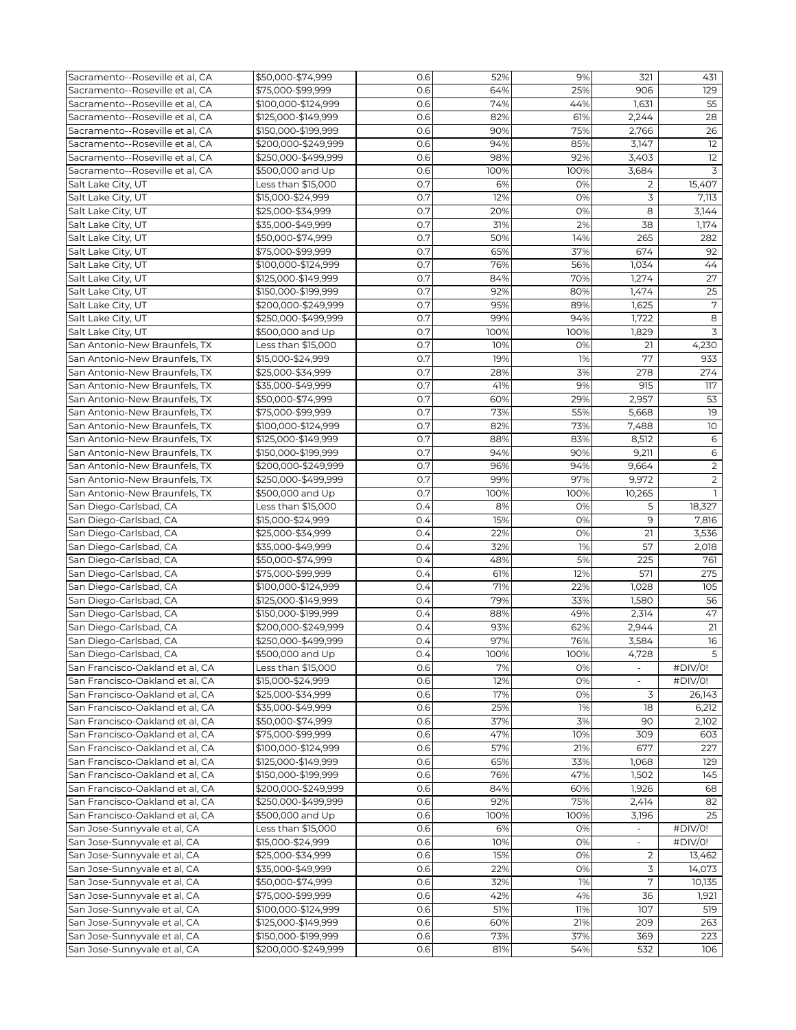| | | | | | | |
|---|---|---|---|---|---|---|
| Sacramento--Roseville et al, CA | $50,000-$74,999 | 0.6 | 52% | 9% | 321 | 431 |
| Sacramento--Roseville et al, CA | $75,000-$99,999 | 0.6 | 64% | 25% | 906 | 129 |
| Sacramento--Roseville et al, CA | $100,000-$124,999 | 0.6 | 74% | 44% | 1,631 | 55 |
| Sacramento--Roseville et al, CA | $125,000-$149,999 | 0.6 | 82% | 61% | 2,244 | 28 |
| Sacramento--Roseville et al, CA | $150,000-$199,999 | 0.6 | 90% | 75% | 2,766 | 26 |
| Sacramento--Roseville et al, CA | $200,000-$249,999 | 0.6 | 94% | 85% | 3,147 | 12 |
| Sacramento--Roseville et al, CA | $250,000-$499,999 | 0.6 | 98% | 92% | 3,403 | 12 |
| Sacramento--Roseville et al, CA | $500,000 and Up | 0.6 | 100% | 100% | 3,684 | 3 |
| Salt Lake City, UT | Less than $15,000 | 0.7 | 6% | 0% | 2 | 15,407 |
| Salt Lake City, UT | $15,000-$24,999 | 0.7 | 12% | 0% | 3 | 7,113 |
| Salt Lake City, UT | $25,000-$34,999 | 0.7 | 20% | 0% | 8 | 3,144 |
| Salt Lake City, UT | $35,000-$49,999 | 0.7 | 31% | 2% | 38 | 1,174 |
| Salt Lake City, UT | $50,000-$74,999 | 0.7 | 50% | 14% | 265 | 282 |
| Salt Lake City, UT | $75,000-$99,999 | 0.7 | 65% | 37% | 674 | 92 |
| Salt Lake City, UT | $100,000-$124,999 | 0.7 | 76% | 56% | 1,034 | 44 |
| Salt Lake City, UT | $125,000-$149,999 | 0.7 | 84% | 70% | 1,274 | 27 |
| Salt Lake City, UT | $150,000-$199,999 | 0.7 | 92% | 80% | 1,474 | 25 |
| Salt Lake City, UT | $200,000-$249,999 | 0.7 | 95% | 89% | 1,625 | 7 |
| Salt Lake City, UT | $250,000-$499,999 | 0.7 | 99% | 94% | 1,722 | 8 |
| Salt Lake City, UT | $500,000 and Up | 0.7 | 100% | 100% | 1,829 | 3 |
| San Antonio-New Braunfels, TX | Less than $15,000 | 0.7 | 10% | 0% | 21 | 4,230 |
| San Antonio-New Braunfels, TX | $15,000-$24,999 | 0.7 | 19% | 1% | 77 | 933 |
| San Antonio-New Braunfels, TX | $25,000-$34,999 | 0.7 | 28% | 3% | 278 | 274 |
| San Antonio-New Braunfels, TX | $35,000-$49,999 | 0.7 | 41% | 9% | 915 | 117 |
| San Antonio-New Braunfels, TX | $50,000-$74,999 | 0.7 | 60% | 29% | 2,957 | 53 |
| San Antonio-New Braunfels, TX | $75,000-$99,999 | 0.7 | 73% | 55% | 5,668 | 19 |
| San Antonio-New Braunfels, TX | $100,000-$124,999 | 0.7 | 82% | 73% | 7,488 | 10 |
| San Antonio-New Braunfels, TX | $125,000-$149,999 | 0.7 | 88% | 83% | 8,512 | 6 |
| San Antonio-New Braunfels, TX | $150,000-$199,999 | 0.7 | 94% | 90% | 9,211 | 6 |
| San Antonio-New Braunfels, TX | $200,000-$249,999 | 0.7 | 96% | 94% | 9,664 | 2 |
| San Antonio-New Braunfels, TX | $250,000-$499,999 | 0.7 | 99% | 97% | 9,972 | 2 |
| San Antonio-New Braunfels, TX | $500,000 and Up | 0.7 | 100% | 100% | 10,265 | 1 |
| San Diego-Carlsbad, CA | Less than $15,000 | 0.4 | 8% | 0% | 5 | 18,327 |
| San Diego-Carlsbad, CA | $15,000-$24,999 | 0.4 | 15% | 0% | 9 | 7,816 |
| San Diego-Carlsbad, CA | $25,000-$34,999 | 0.4 | 22% | 0% | 21 | 3,536 |
| San Diego-Carlsbad, CA | $35,000-$49,999 | 0.4 | 32% | 1% | 57 | 2,018 |
| San Diego-Carlsbad, CA | $50,000-$74,999 | 0.4 | 48% | 5% | 225 | 761 |
| San Diego-Carlsbad, CA | $75,000-$99,999 | 0.4 | 61% | 12% | 571 | 275 |
| San Diego-Carlsbad, CA | $100,000-$124,999 | 0.4 | 71% | 22% | 1,028 | 105 |
| San Diego-Carlsbad, CA | $125,000-$149,999 | 0.4 | 79% | 33% | 1,580 | 56 |
| San Diego-Carlsbad, CA | $150,000-$199,999 | 0.4 | 88% | 49% | 2,314 | 47 |
| San Diego-Carlsbad, CA | $200,000-$249,999 | 0.4 | 93% | 62% | 2,944 | 21 |
| San Diego-Carlsbad, CA | $250,000-$499,999 | 0.4 | 97% | 76% | 3,584 | 16 |
| San Diego-Carlsbad, CA | $500,000 and Up | 0.4 | 100% | 100% | 4,728 | 5 |
| San Francisco-Oakland et al, CA | Less than $15,000 | 0.6 | 7% | 0% | - | #DIV/0! |
| San Francisco-Oakland et al, CA | $15,000-$24,999 | 0.6 | 12% | 0% | - | #DIV/0! |
| San Francisco-Oakland et al, CA | $25,000-$34,999 | 0.6 | 17% | 0% | 3 | 26,143 |
| San Francisco-Oakland et al, CA | $35,000-$49,999 | 0.6 | 25% | 1% | 18 | 6,212 |
| San Francisco-Oakland et al, CA | $50,000-$74,999 | 0.6 | 37% | 3% | 90 | 2,102 |
| San Francisco-Oakland et al, CA | $75,000-$99,999 | 0.6 | 47% | 10% | 309 | 603 |
| San Francisco-Oakland et al, CA | $100,000-$124,999 | 0.6 | 57% | 21% | 677 | 227 |
| San Francisco-Oakland et al, CA | $125,000-$149,999 | 0.6 | 65% | 33% | 1,068 | 129 |
| San Francisco-Oakland et al, CA | $150,000-$199,999 | 0.6 | 76% | 47% | 1,502 | 145 |
| San Francisco-Oakland et al, CA | $200,000-$249,999 | 0.6 | 84% | 60% | 1,926 | 68 |
| San Francisco-Oakland et al, CA | $250,000-$499,999 | 0.6 | 92% | 75% | 2,414 | 82 |
| San Francisco-Oakland et al, CA | $500,000 and Up | 0.6 | 100% | 100% | 3,196 | 25 |
| San Jose-Sunnyvale et al, CA | Less than $15,000 | 0.6 | 6% | 0% | - | #DIV/0! |
| San Jose-Sunnyvale et al, CA | $15,000-$24,999 | 0.6 | 10% | 0% | - | #DIV/0! |
| San Jose-Sunnyvale et al, CA | $25,000-$34,999 | 0.6 | 15% | 0% | 2 | 13,462 |
| San Jose-Sunnyvale et al, CA | $35,000-$49,999 | 0.6 | 22% | 0% | 3 | 14,073 |
| San Jose-Sunnyvale et al, CA | $50,000-$74,999 | 0.6 | 32% | 1% | 7 | 10,135 |
| San Jose-Sunnyvale et al, CA | $75,000-$99,999 | 0.6 | 42% | 4% | 36 | 1,921 |
| San Jose-Sunnyvale et al, CA | $100,000-$124,999 | 0.6 | 51% | 11% | 107 | 519 |
| San Jose-Sunnyvale et al, CA | $125,000-$149,999 | 0.6 | 60% | 21% | 209 | 263 |
| San Jose-Sunnyvale et al, CA | $150,000-$199,999 | 0.6 | 73% | 37% | 369 | 223 |
| San Jose-Sunnyvale et al, CA | $200,000-$249,999 | 0.6 | 81% | 54% | 532 | 106 |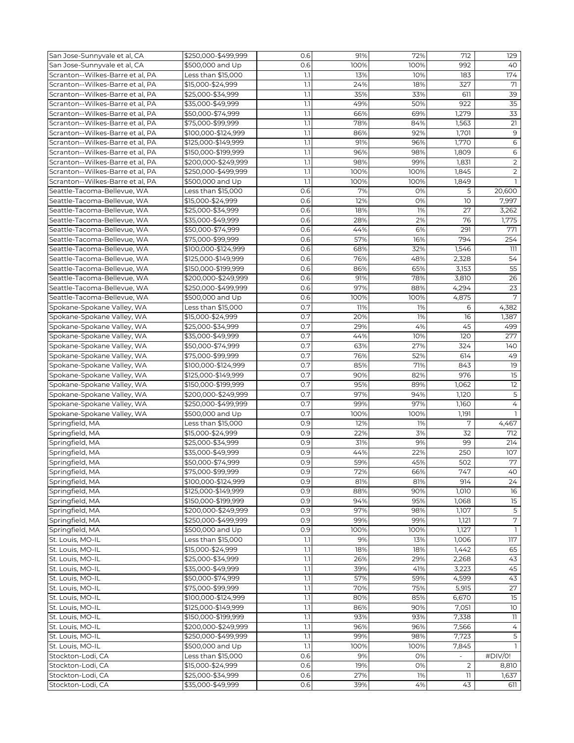| | | | | | | |
|---|---|---|---|---|---|---|
| San Jose-Sunnyvale et al, CA | $250,000-$499,999 | 0.6 | 91% | 72% | 712 | 129 |
| San Jose-Sunnyvale et al, CA | $500,000 and Up | 0.6 | 100% | 100% | 992 | 40 |
| Scranton--Wilkes-Barre et al, PA | Less than $15,000 | 1.1 | 13% | 10% | 183 | 174 |
| Scranton--Wilkes-Barre et al, PA | $15,000-$24,999 | 1.1 | 24% | 18% | 327 | 71 |
| Scranton--Wilkes-Barre et al, PA | $25,000-$34,999 | 1.1 | 35% | 33% | 611 | 39 |
| Scranton--Wilkes-Barre et al, PA | $35,000-$49,999 | 1.1 | 49% | 50% | 922 | 35 |
| Scranton--Wilkes-Barre et al, PA | $50,000-$74,999 | 1.1 | 66% | 69% | 1,279 | 33 |
| Scranton--Wilkes-Barre et al, PA | $75,000-$99,999 | 1.1 | 78% | 84% | 1,563 | 21 |
| Scranton--Wilkes-Barre et al, PA | $100,000-$124,999 | 1.1 | 86% | 92% | 1,701 | 9 |
| Scranton--Wilkes-Barre et al, PA | $125,000-$149,999 | 1.1 | 91% | 96% | 1,770 | 6 |
| Scranton--Wilkes-Barre et al, PA | $150,000-$199,999 | 1.1 | 96% | 98% | 1,809 | 6 |
| Scranton--Wilkes-Barre et al, PA | $200,000-$249,999 | 1.1 | 98% | 99% | 1,831 | 2 |
| Scranton--Wilkes-Barre et al, PA | $250,000-$499,999 | 1.1 | 100% | 100% | 1,845 | 2 |
| Scranton--Wilkes-Barre et al, PA | $500,000 and Up | 1.1 | 100% | 100% | 1,849 | 1 |
| Seattle-Tacoma-Bellevue, WA | Less than $15,000 | 0.6 | 7% | 0% | 5 | 20,600 |
| Seattle-Tacoma-Bellevue, WA | $15,000-$24,999 | 0.6 | 12% | 0% | 10 | 7,997 |
| Seattle-Tacoma-Bellevue, WA | $25,000-$34,999 | 0.6 | 18% | 1% | 27 | 3,262 |
| Seattle-Tacoma-Bellevue, WA | $35,000-$49,999 | 0.6 | 28% | 2% | 76 | 1,775 |
| Seattle-Tacoma-Bellevue, WA | $50,000-$74,999 | 0.6 | 44% | 6% | 291 | 771 |
| Seattle-Tacoma-Bellevue, WA | $75,000-$99,999 | 0.6 | 57% | 16% | 794 | 254 |
| Seattle-Tacoma-Bellevue, WA | $100,000-$124,999 | 0.6 | 68% | 32% | 1,546 | 111 |
| Seattle-Tacoma-Bellevue, WA | $125,000-$149,999 | 0.6 | 76% | 48% | 2,328 | 54 |
| Seattle-Tacoma-Bellevue, WA | $150,000-$199,999 | 0.6 | 86% | 65% | 3,153 | 55 |
| Seattle-Tacoma-Bellevue, WA | $200,000-$249,999 | 0.6 | 91% | 78% | 3,810 | 26 |
| Seattle-Tacoma-Bellevue, WA | $250,000-$499,999 | 0.6 | 97% | 88% | 4,294 | 23 |
| Seattle-Tacoma-Bellevue, WA | $500,000 and Up | 0.6 | 100% | 100% | 4,875 | 7 |
| Spokane-Spokane Valley, WA | Less than $15,000 | 0.7 | 11% | 1% | 6 | 4,382 |
| Spokane-Spokane Valley, WA | $15,000-$24,999 | 0.7 | 20% | 1% | 16 | 1,387 |
| Spokane-Spokane Valley, WA | $25,000-$34,999 | 0.7 | 29% | 4% | 45 | 499 |
| Spokane-Spokane Valley, WA | $35,000-$49,999 | 0.7 | 44% | 10% | 120 | 277 |
| Spokane-Spokane Valley, WA | $50,000-$74,999 | 0.7 | 63% | 27% | 324 | 140 |
| Spokane-Spokane Valley, WA | $75,000-$99,999 | 0.7 | 76% | 52% | 614 | 49 |
| Spokane-Spokane Valley, WA | $100,000-$124,999 | 0.7 | 85% | 71% | 843 | 19 |
| Spokane-Spokane Valley, WA | $125,000-$149,999 | 0.7 | 90% | 82% | 976 | 15 |
| Spokane-Spokane Valley, WA | $150,000-$199,999 | 0.7 | 95% | 89% | 1,062 | 12 |
| Spokane-Spokane Valley, WA | $200,000-$249,999 | 0.7 | 97% | 94% | 1,120 | 5 |
| Spokane-Spokane Valley, WA | $250,000-$499,999 | 0.7 | 99% | 97% | 1,160 | 4 |
| Spokane-Spokane Valley, WA | $500,000 and Up | 0.7 | 100% | 100% | 1,191 | 1 |
| Springfield, MA | Less than $15,000 | 0.9 | 12% | 1% | 7 | 4,467 |
| Springfield, MA | $15,000-$24,999 | 0.9 | 22% | 3% | 32 | 712 |
| Springfield, MA | $25,000-$34,999 | 0.9 | 31% | 9% | 99 | 214 |
| Springfield, MA | $35,000-$49,999 | 0.9 | 44% | 22% | 250 | 107 |
| Springfield, MA | $50,000-$74,999 | 0.9 | 59% | 45% | 502 | 77 |
| Springfield, MA | $75,000-$99,999 | 0.9 | 72% | 66% | 747 | 40 |
| Springfield, MA | $100,000-$124,999 | 0.9 | 81% | 81% | 914 | 24 |
| Springfield, MA | $125,000-$149,999 | 0.9 | 88% | 90% | 1,010 | 16 |
| Springfield, MA | $150,000-$199,999 | 0.9 | 94% | 95% | 1,068 | 15 |
| Springfield, MA | $200,000-$249,999 | 0.9 | 97% | 98% | 1,107 | 5 |
| Springfield, MA | $250,000-$499,999 | 0.9 | 99% | 99% | 1,121 | 7 |
| Springfield, MA | $500,000 and Up | 0.9 | 100% | 100% | 1,127 | 1 |
| St. Louis, MO-IL | Less than $15,000 | 1.1 | 9% | 13% | 1,006 | 117 |
| St. Louis, MO-IL | $15,000-$24,999 | 1.1 | 18% | 18% | 1,442 | 65 |
| St. Louis, MO-IL | $25,000-$34,999 | 1.1 | 26% | 29% | 2,268 | 43 |
| St. Louis, MO-IL | $35,000-$49,999 | 1.1 | 39% | 41% | 3,223 | 45 |
| St. Louis, MO-IL | $50,000-$74,999 | 1.1 | 57% | 59% | 4,599 | 43 |
| St. Louis, MO-IL | $75,000-$99,999 | 1.1 | 70% | 75% | 5,915 | 27 |
| St. Louis, MO-IL | $100,000-$124,999 | 1.1 | 80% | 85% | 6,670 | 15 |
| St. Louis, MO-IL | $125,000-$149,999 | 1.1 | 86% | 90% | 7,051 | 10 |
| St. Louis, MO-IL | $150,000-$199,999 | 1.1 | 93% | 93% | 7,338 | 11 |
| St. Louis, MO-IL | $200,000-$249,999 | 1.1 | 96% | 96% | 7,566 | 4 |
| St. Louis, MO-IL | $250,000-$499,999 | 1.1 | 99% | 98% | 7,723 | 5 |
| St. Louis, MO-IL | $500,000 and Up | 1.1 | 100% | 100% | 7,845 | 1 |
| Stockton-Lodi, CA | Less than $15,000 | 0.6 | 9% | 0% | - | #DIV/0! |
| Stockton-Lodi, CA | $15,000-$24,999 | 0.6 | 19% | 0% | 2 | 8,810 |
| Stockton-Lodi, CA | $25,000-$34,999 | 0.6 | 27% | 1% | 11 | 1,637 |
| Stockton-Lodi, CA | $35,000-$49,999 | 0.6 | 39% | 4% | 43 | 611 |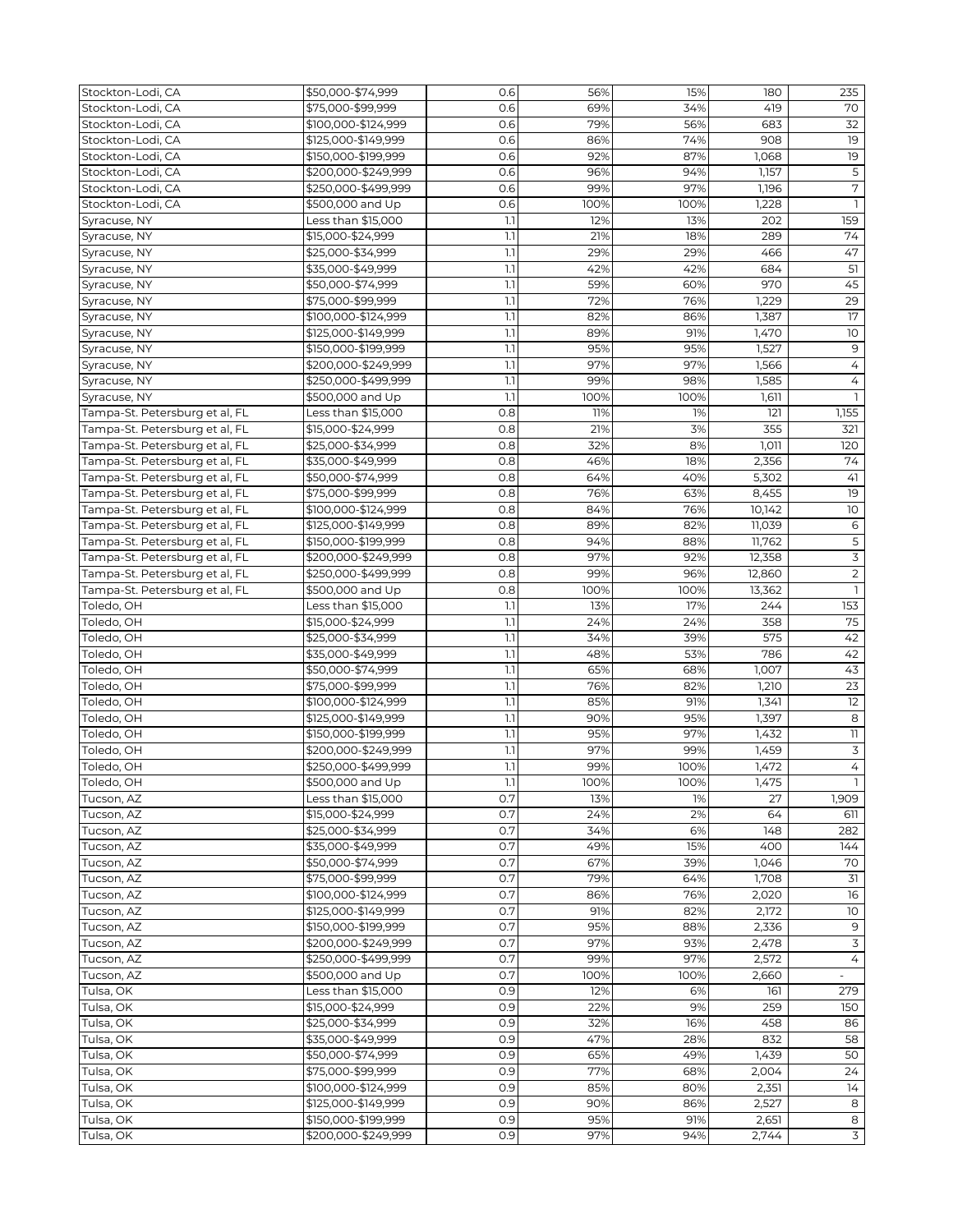| | | | | | | |
|---|---|---|---|---|---|---|
| Stockton-Lodi, CA | \$50,000-\$74,999 | 0.6 | 56% | 15% | 180 | 235 |
| Stockton-Lodi, CA | \$75,000-\$99,999 | 0.6 | 69% | 34% | 419 | 70 |
| Stockton-Lodi, CA | \$100,000-\$124,999 | 0.6 | 79% | 56% | 683 | 32 |
| Stockton-Lodi, CA | \$125,000-\$149,999 | 0.6 | 86% | 74% | 908 | 19 |
| Stockton-Lodi, CA | \$150,000-\$199,999 | 0.6 | 92% | 87% | 1,068 | 19 |
| Stockton-Lodi, CA | \$200,000-\$249,999 | 0.6 | 96% | 94% | 1,157 | 5 |
| Stockton-Lodi, CA | \$250,000-\$499,999 | 0.6 | 99% | 97% | 1,196 | 7 |
| Stockton-Lodi, CA | \$500,000 and Up | 0.6 | 100% | 100% | 1,228 | 1 |
| Syracuse, NY | Less than \$15,000 | 1.1 | 12% | 13% | 202 | 159 |
| Syracuse, NY | \$15,000-\$24,999 | 1.1 | 21% | 18% | 289 | 74 |
| Syracuse, NY | \$25,000-\$34,999 | 1.1 | 29% | 29% | 466 | 47 |
| Syracuse, NY | \$35,000-\$49,999 | 1.1 | 42% | 42% | 684 | 51 |
| Syracuse, NY | \$50,000-\$74,999 | 1.1 | 59% | 60% | 970 | 45 |
| Syracuse, NY | \$75,000-\$99,999 | 1.1 | 72% | 76% | 1,229 | 29 |
| Syracuse, NY | \$100,000-\$124,999 | 1.1 | 82% | 86% | 1,387 | 17 |
| Syracuse, NY | \$125,000-\$149,999 | 1.1 | 89% | 91% | 1,470 | 10 |
| Syracuse, NY | \$150,000-\$199,999 | 1.1 | 95% | 95% | 1,527 | 9 |
| Syracuse, NY | \$200,000-\$249,999 | 1.1 | 97% | 97% | 1,566 | 4 |
| Syracuse, NY | \$250,000-\$499,999 | 1.1 | 99% | 98% | 1,585 | 4 |
| Syracuse, NY | \$500,000 and Up | 1.1 | 100% | 100% | 1,611 | 1 |
| Tampa-St. Petersburg et al, FL | Less than \$15,000 | 0.8 | 11% | 1% | 121 | 1,155 |
| Tampa-St. Petersburg et al, FL | \$15,000-\$24,999 | 0.8 | 21% | 3% | 355 | 321 |
| Tampa-St. Petersburg et al, FL | \$25,000-\$34,999 | 0.8 | 32% | 8% | 1,011 | 120 |
| Tampa-St. Petersburg et al, FL | \$35,000-\$49,999 | 0.8 | 46% | 18% | 2,356 | 74 |
| Tampa-St. Petersburg et al, FL | \$50,000-\$74,999 | 0.8 | 64% | 40% | 5,302 | 41 |
| Tampa-St. Petersburg et al, FL | \$75,000-\$99,999 | 0.8 | 76% | 63% | 8,455 | 19 |
| Tampa-St. Petersburg et al, FL | \$100,000-\$124,999 | 0.8 | 84% | 76% | 10,142 | 10 |
| Tampa-St. Petersburg et al, FL | \$125,000-\$149,999 | 0.8 | 89% | 82% | 11,039 | 6 |
| Tampa-St. Petersburg et al, FL | \$150,000-\$199,999 | 0.8 | 94% | 88% | 11,762 | 5 |
| Tampa-St. Petersburg et al, FL | \$200,000-\$249,999 | 0.8 | 97% | 92% | 12,358 | 3 |
| Tampa-St. Petersburg et al, FL | \$250,000-\$499,999 | 0.8 | 99% | 96% | 12,860 | 2 |
| Tampa-St. Petersburg et al, FL | \$500,000 and Up | 0.8 | 100% | 100% | 13,362 | 1 |
| Toledo, OH | Less than \$15,000 | 1.1 | 13% | 17% | 244 | 153 |
| Toledo, OH | \$15,000-\$24,999 | 1.1 | 24% | 24% | 358 | 75 |
| Toledo, OH | \$25,000-\$34,999 | 1.1 | 34% | 39% | 575 | 42 |
| Toledo, OH | \$35,000-\$49,999 | 1.1 | 48% | 53% | 786 | 42 |
| Toledo, OH | \$50,000-\$74,999 | 1.1 | 65% | 68% | 1,007 | 43 |
| Toledo, OH | \$75,000-\$99,999 | 1.1 | 76% | 82% | 1,210 | 23 |
| Toledo, OH | \$100,000-\$124,999 | 1.1 | 85% | 91% | 1,341 | 12 |
| Toledo, OH | \$125,000-\$149,999 | 1.1 | 90% | 95% | 1,397 | 8 |
| Toledo, OH | \$150,000-\$199,999 | 1.1 | 95% | 97% | 1,432 | 11 |
| Toledo, OH | \$200,000-\$249,999 | 1.1 | 97% | 99% | 1,459 | 3 |
| Toledo, OH | \$250,000-\$499,999 | 1.1 | 99% | 100% | 1,472 | 4 |
| Toledo, OH | \$500,000 and Up | 1.1 | 100% | 100% | 1,475 | 1 |
| Tucson, AZ | Less than \$15,000 | 0.7 | 13% | 1% | 27 | 1,909 |
| Tucson, AZ | \$15,000-\$24,999 | 0.7 | 24% | 2% | 64 | 611 |
| Tucson, AZ | \$25,000-\$34,999 | 0.7 | 34% | 6% | 148 | 282 |
| Tucson, AZ | \$35,000-\$49,999 | 0.7 | 49% | 15% | 400 | 144 |
| Tucson, AZ | \$50,000-\$74,999 | 0.7 | 67% | 39% | 1,046 | 70 |
| Tucson, AZ | \$75,000-\$99,999 | 0.7 | 79% | 64% | 1,708 | 31 |
| Tucson, AZ | \$100,000-\$124,999 | 0.7 | 86% | 76% | 2,020 | 16 |
| Tucson, AZ | \$125,000-\$149,999 | 0.7 | 91% | 82% | 2,172 | 10 |
| Tucson, AZ | \$150,000-\$199,999 | 0.7 | 95% | 88% | 2,336 | 9 |
| Tucson, AZ | \$200,000-\$249,999 | 0.7 | 97% | 93% | 2,478 | 3 |
| Tucson, AZ | \$250,000-\$499,999 | 0.7 | 99% | 97% | 2,572 | 4 |
| Tucson, AZ | \$500,000 and Up | 0.7 | 100% | 100% | 2,660 | - |
| Tulsa, OK | Less than \$15,000 | 0.9 | 12% | 6% | 161 | 279 |
| Tulsa, OK | \$15,000-\$24,999 | 0.9 | 22% | 9% | 259 | 150 |
| Tulsa, OK | \$25,000-\$34,999 | 0.9 | 32% | 16% | 458 | 86 |
| Tulsa, OK | \$35,000-\$49,999 | 0.9 | 47% | 28% | 832 | 58 |
| Tulsa, OK | \$50,000-\$74,999 | 0.9 | 65% | 49% | 1,439 | 50 |
| Tulsa, OK | \$75,000-\$99,999 | 0.9 | 77% | 68% | 2,004 | 24 |
| Tulsa, OK | \$100,000-\$124,999 | 0.9 | 85% | 80% | 2,351 | 14 |
| Tulsa, OK | \$125,000-\$149,999 | 0.9 | 90% | 86% | 2,527 | 8 |
| Tulsa, OK | \$150,000-\$199,999 | 0.9 | 95% | 91% | 2,651 | 8 |
| Tulsa, OK | \$200,000-\$249,999 | 0.9 | 97% | 94% | 2,744 | 3 |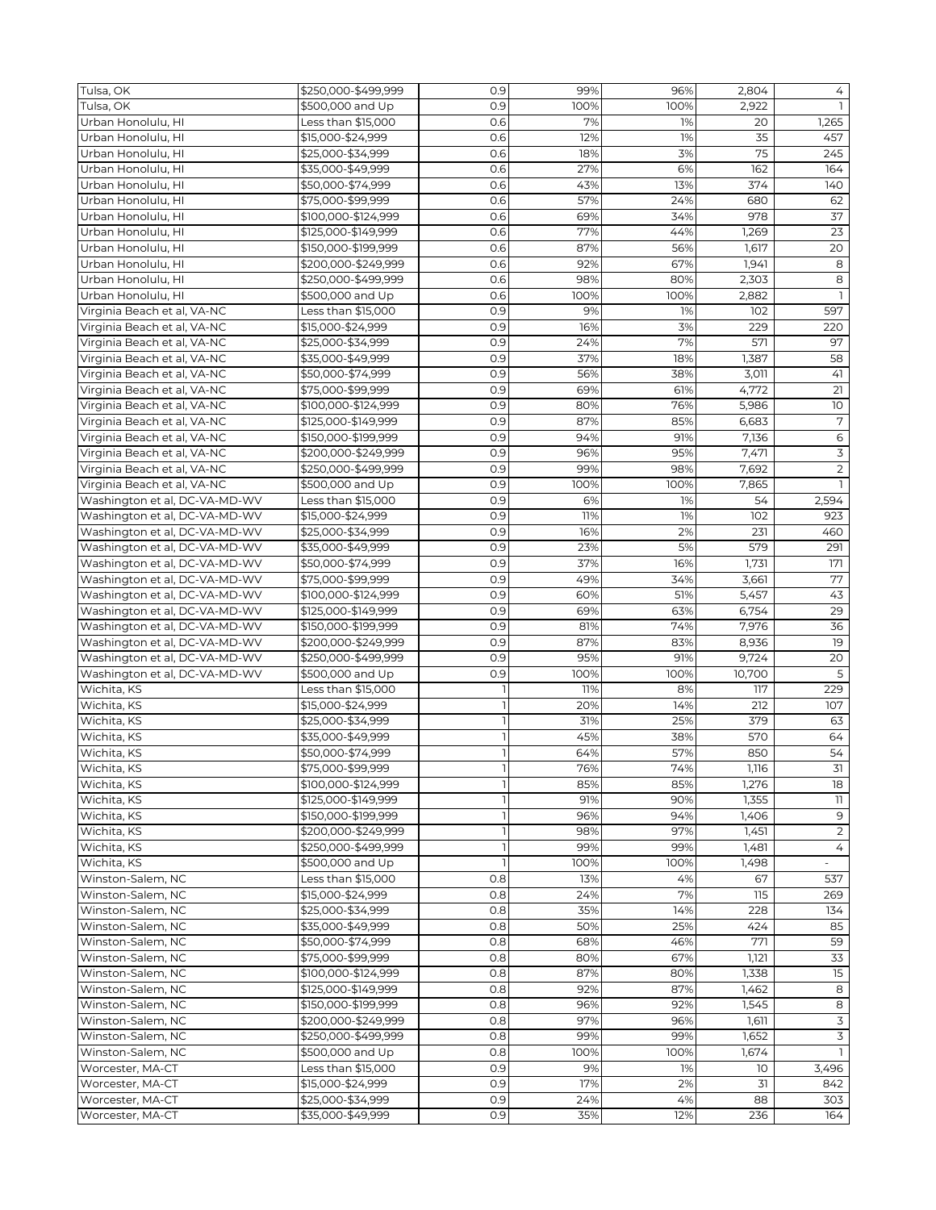| | | | | | | |
|---|---|---|---|---|---|---|
| Tulsa, OK | $250,000-$499,999 | 0.9 | 99% | 96% | 2,804 | 4 |
| Tulsa, OK | $500,000 and Up | 0.9 | 100% | 100% | 2,922 | 1 |
| Urban Honolulu, HI | Less than $15,000 | 0.6 | 7% | 1% | 20 | 1,265 |
| Urban Honolulu, HI | $15,000-$24,999 | 0.6 | 12% | 1% | 35 | 457 |
| Urban Honolulu, HI | $25,000-$34,999 | 0.6 | 18% | 3% | 75 | 245 |
| Urban Honolulu, HI | $35,000-$49,999 | 0.6 | 27% | 6% | 162 | 164 |
| Urban Honolulu, HI | $50,000-$74,999 | 0.6 | 43% | 13% | 374 | 140 |
| Urban Honolulu, HI | $75,000-$99,999 | 0.6 | 57% | 24% | 680 | 62 |
| Urban Honolulu, HI | $100,000-$124,999 | 0.6 | 69% | 34% | 978 | 37 |
| Urban Honolulu, HI | $125,000-$149,999 | 0.6 | 77% | 44% | 1,269 | 23 |
| Urban Honolulu, HI | $150,000-$199,999 | 0.6 | 87% | 56% | 1,617 | 20 |
| Urban Honolulu, HI | $200,000-$249,999 | 0.6 | 92% | 67% | 1,941 | 8 |
| Urban Honolulu, HI | $250,000-$499,999 | 0.6 | 98% | 80% | 2,303 | 8 |
| Urban Honolulu, HI | $500,000 and Up | 0.6 | 100% | 100% | 2,882 | 1 |
| Virginia Beach et al, VA-NC | Less than $15,000 | 0.9 | 9% | 1% | 102 | 597 |
| Virginia Beach et al, VA-NC | $15,000-$24,999 | 0.9 | 16% | 3% | 229 | 220 |
| Virginia Beach et al, VA-NC | $25,000-$34,999 | 0.9 | 24% | 7% | 571 | 97 |
| Virginia Beach et al, VA-NC | $35,000-$49,999 | 0.9 | 37% | 18% | 1,387 | 58 |
| Virginia Beach et al, VA-NC | $50,000-$74,999 | 0.9 | 56% | 38% | 3,011 | 41 |
| Virginia Beach et al, VA-NC | $75,000-$99,999 | 0.9 | 69% | 61% | 4,772 | 21 |
| Virginia Beach et al, VA-NC | $100,000-$124,999 | 0.9 | 80% | 76% | 5,986 | 10 |
| Virginia Beach et al, VA-NC | $125,000-$149,999 | 0.9 | 87% | 85% | 6,683 | 7 |
| Virginia Beach et al, VA-NC | $150,000-$199,999 | 0.9 | 94% | 91% | 7,136 | 6 |
| Virginia Beach et al, VA-NC | $200,000-$249,999 | 0.9 | 96% | 95% | 7,471 | 3 |
| Virginia Beach et al, VA-NC | $250,000-$499,999 | 0.9 | 99% | 98% | 7,692 | 2 |
| Virginia Beach et al, VA-NC | $500,000 and Up | 0.9 | 100% | 100% | 7,865 | 1 |
| Washington et al, DC-VA-MD-WV | Less than $15,000 | 0.9 | 6% | 1% | 54 | 2,594 |
| Washington et al, DC-VA-MD-WV | $15,000-$24,999 | 0.9 | 11% | 1% | 102 | 923 |
| Washington et al, DC-VA-MD-WV | $25,000-$34,999 | 0.9 | 16% | 2% | 231 | 460 |
| Washington et al, DC-VA-MD-WV | $35,000-$49,999 | 0.9 | 23% | 5% | 579 | 291 |
| Washington et al, DC-VA-MD-WV | $50,000-$74,999 | 0.9 | 37% | 16% | 1,731 | 171 |
| Washington et al, DC-VA-MD-WV | $75,000-$99,999 | 0.9 | 49% | 34% | 3,661 | 77 |
| Washington et al, DC-VA-MD-WV | $100,000-$124,999 | 0.9 | 60% | 51% | 5,457 | 43 |
| Washington et al, DC-VA-MD-WV | $125,000-$149,999 | 0.9 | 69% | 63% | 6,754 | 29 |
| Washington et al, DC-VA-MD-WV | $150,000-$199,999 | 0.9 | 81% | 74% | 7,976 | 36 |
| Washington et al, DC-VA-MD-WV | $200,000-$249,999 | 0.9 | 87% | 83% | 8,936 | 19 |
| Washington et al, DC-VA-MD-WV | $250,000-$499,999 | 0.9 | 95% | 91% | 9,724 | 20 |
| Washington et al, DC-VA-MD-WV | $500,000 and Up | 0.9 | 100% | 100% | 10,700 | 5 |
| Wichita, KS | Less than $15,000 | 1 | 11% | 8% | 117 | 229 |
| Wichita, KS | $15,000-$24,999 | 1 | 20% | 14% | 212 | 107 |
| Wichita, KS | $25,000-$34,999 | 1 | 31% | 25% | 379 | 63 |
| Wichita, KS | $35,000-$49,999 | 1 | 45% | 38% | 570 | 64 |
| Wichita, KS | $50,000-$74,999 | 1 | 64% | 57% | 850 | 54 |
| Wichita, KS | $75,000-$99,999 | 1 | 76% | 74% | 1,116 | 31 |
| Wichita, KS | $100,000-$124,999 | 1 | 85% | 85% | 1,276 | 18 |
| Wichita, KS | $125,000-$149,999 | 1 | 91% | 90% | 1,355 | 11 |
| Wichita, KS | $150,000-$199,999 | 1 | 96% | 94% | 1,406 | 9 |
| Wichita, KS | $200,000-$249,999 | 1 | 98% | 97% | 1,451 | 2 |
| Wichita, KS | $250,000-$499,999 | 1 | 99% | 99% | 1,481 | 4 |
| Wichita, KS | $500,000 and Up | 1 | 100% | 100% | 1,498 | - |
| Winston-Salem, NC | Less than $15,000 | 0.8 | 13% | 4% | 67 | 537 |
| Winston-Salem, NC | $15,000-$24,999 | 0.8 | 24% | 7% | 115 | 269 |
| Winston-Salem, NC | $25,000-$34,999 | 0.8 | 35% | 14% | 228 | 134 |
| Winston-Salem, NC | $35,000-$49,999 | 0.8 | 50% | 25% | 424 | 85 |
| Winston-Salem, NC | $50,000-$74,999 | 0.8 | 68% | 46% | 771 | 59 |
| Winston-Salem, NC | $75,000-$99,999 | 0.8 | 80% | 67% | 1,121 | 33 |
| Winston-Salem, NC | $100,000-$124,999 | 0.8 | 87% | 80% | 1,338 | 15 |
| Winston-Salem, NC | $125,000-$149,999 | 0.8 | 92% | 87% | 1,462 | 8 |
| Winston-Salem, NC | $150,000-$199,999 | 0.8 | 96% | 92% | 1,545 | 8 |
| Winston-Salem, NC | $200,000-$249,999 | 0.8 | 97% | 96% | 1,611 | 3 |
| Winston-Salem, NC | $250,000-$499,999 | 0.8 | 99% | 99% | 1,652 | 3 |
| Winston-Salem, NC | $500,000 and Up | 0.8 | 100% | 100% | 1,674 | 1 |
| Worcester, MA-CT | Less than $15,000 | 0.9 | 9% | 1% | 10 | 3,496 |
| Worcester, MA-CT | $15,000-$24,999 | 0.9 | 17% | 2% | 31 | 842 |
| Worcester, MA-CT | $25,000-$34,999 | 0.9 | 24% | 4% | 88 | 303 |
| Worcester, MA-CT | $35,000-$49,999 | 0.9 | 35% | 12% | 236 | 164 |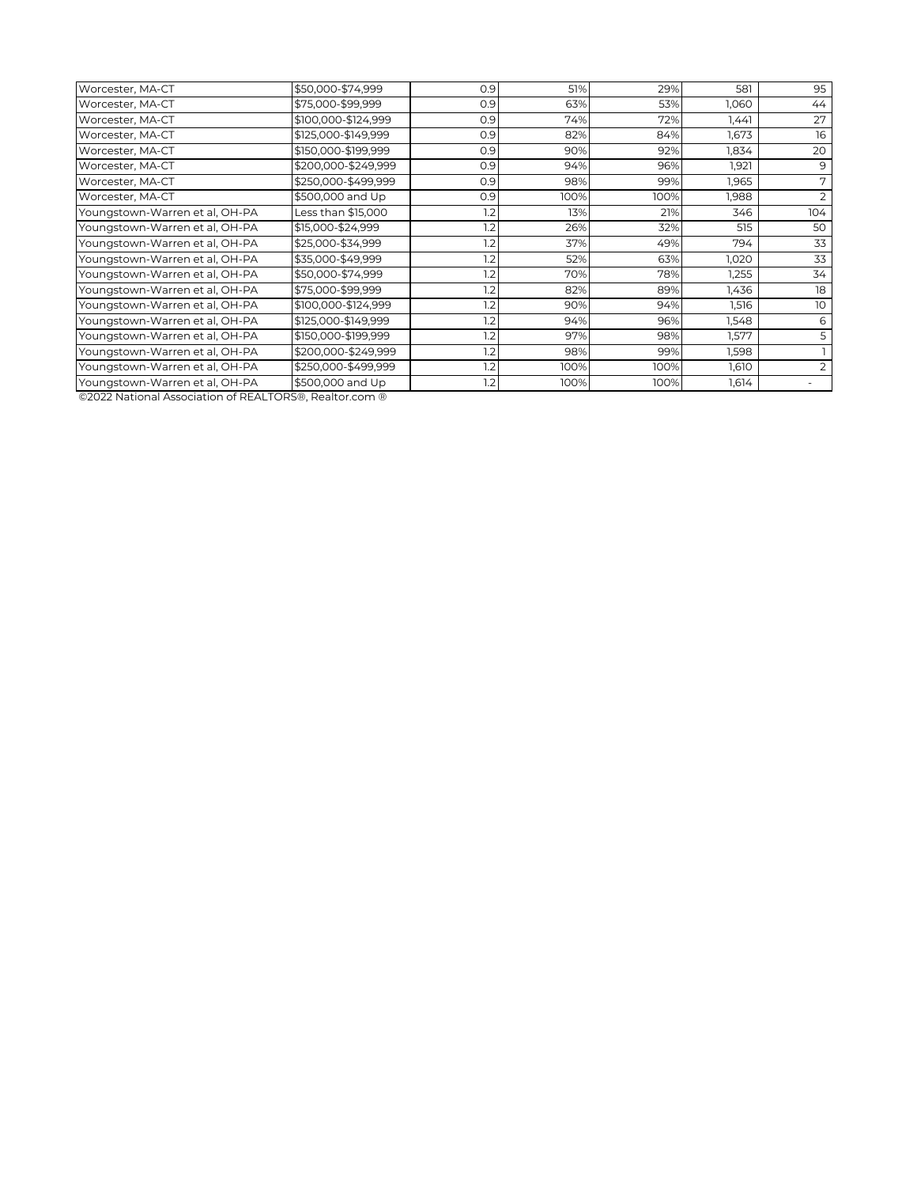| | | | | | | |
|---|---|---|---|---|---|---|
| Worcester, MA-CT | $50,000-$74,999 | 0.9 | 51% | 29% | 581 | 95 |
| Worcester, MA-CT | $75,000-$99,999 | 0.9 | 63% | 53% | 1,060 | 44 |
| Worcester, MA-CT | $100,000-$124,999 | 0.9 | 74% | 72% | 1,441 | 27 |
| Worcester, MA-CT | $125,000-$149,999 | 0.9 | 82% | 84% | 1,673 | 16 |
| Worcester, MA-CT | $150,000-$199,999 | 0.9 | 90% | 92% | 1,834 | 20 |
| Worcester, MA-CT | $200,000-$249,999 | 0.9 | 94% | 96% | 1,921 | 9 |
| Worcester, MA-CT | $250,000-$499,999 | 0.9 | 98% | 99% | 1,965 | 7 |
| Worcester, MA-CT | $500,000 and Up | 0.9 | 100% | 100% | 1,988 | 2 |
| Youngstown-Warren et al, OH-PA | Less than $15,000 | 1.2 | 13% | 21% | 346 | 104 |
| Youngstown-Warren et al, OH-PA | $15,000-$24,999 | 1.2 | 26% | 32% | 515 | 50 |
| Youngstown-Warren et al, OH-PA | $25,000-$34,999 | 1.2 | 37% | 49% | 794 | 33 |
| Youngstown-Warren et al, OH-PA | $35,000-$49,999 | 1.2 | 52% | 63% | 1,020 | 33 |
| Youngstown-Warren et al, OH-PA | $50,000-$74,999 | 1.2 | 70% | 78% | 1,255 | 34 |
| Youngstown-Warren et al, OH-PA | $75,000-$99,999 | 1.2 | 82% | 89% | 1,436 | 18 |
| Youngstown-Warren et al, OH-PA | $100,000-$124,999 | 1.2 | 90% | 94% | 1,516 | 10 |
| Youngstown-Warren et al, OH-PA | $125,000-$149,999 | 1.2 | 94% | 96% | 1,548 | 6 |
| Youngstown-Warren et al, OH-PA | $150,000-$199,999 | 1.2 | 97% | 98% | 1,577 | 5 |
| Youngstown-Warren et al, OH-PA | $200,000-$249,999 | 1.2 | 98% | 99% | 1,598 | 1 |
| Youngstown-Warren et al, OH-PA | $250,000-$499,999 | 1.2 | 100% | 100% | 1,610 | 2 |
| Youngstown-Warren et al, OH-PA | $500,000 and Up | 1.2 | 100% | 100% | 1,614 | - |

©2022 National Association of REALTORS®, Realtor.com ®